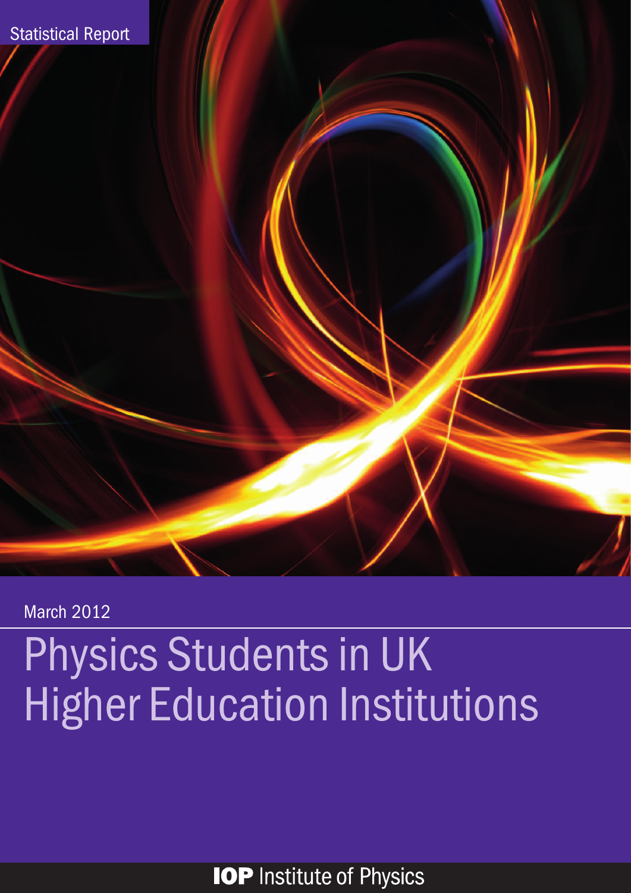Statistical Report

March 2012

# Physics Students in UK Higher Education Institutions

IOP Institute of Physics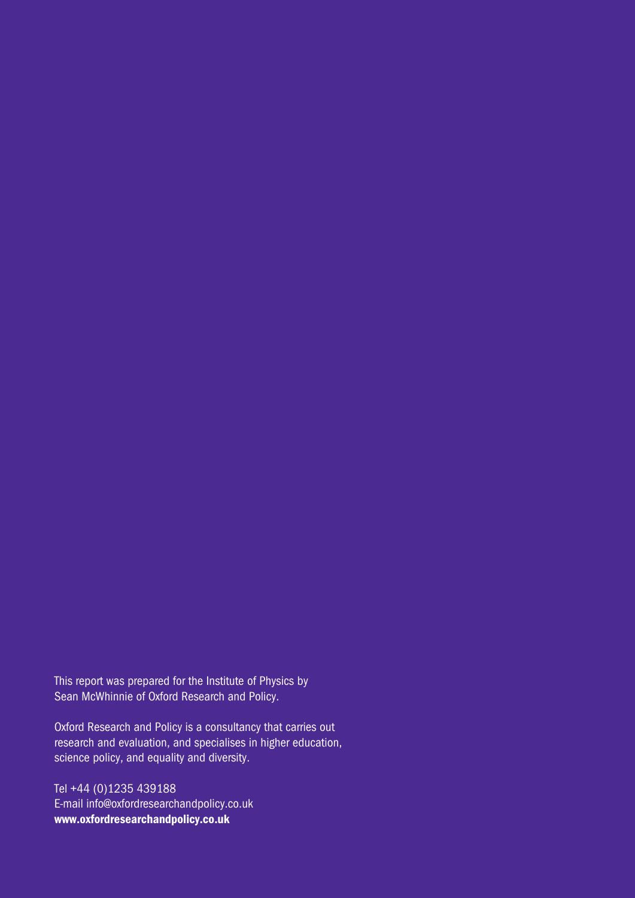This report was prepared for the Institute of Physics by Sean McWhinnie of Oxford Research and Policy.

Oxford Research and Policy is a consultancy that carries out research and evaluation, and specialises in higher education, science policy, and equality and diversity.

Tel +44 (0)1235 439188
E-mail info@oxfordresearchandpolicy.co.uk
**www.oxfordresearchandpolicy.co.uk**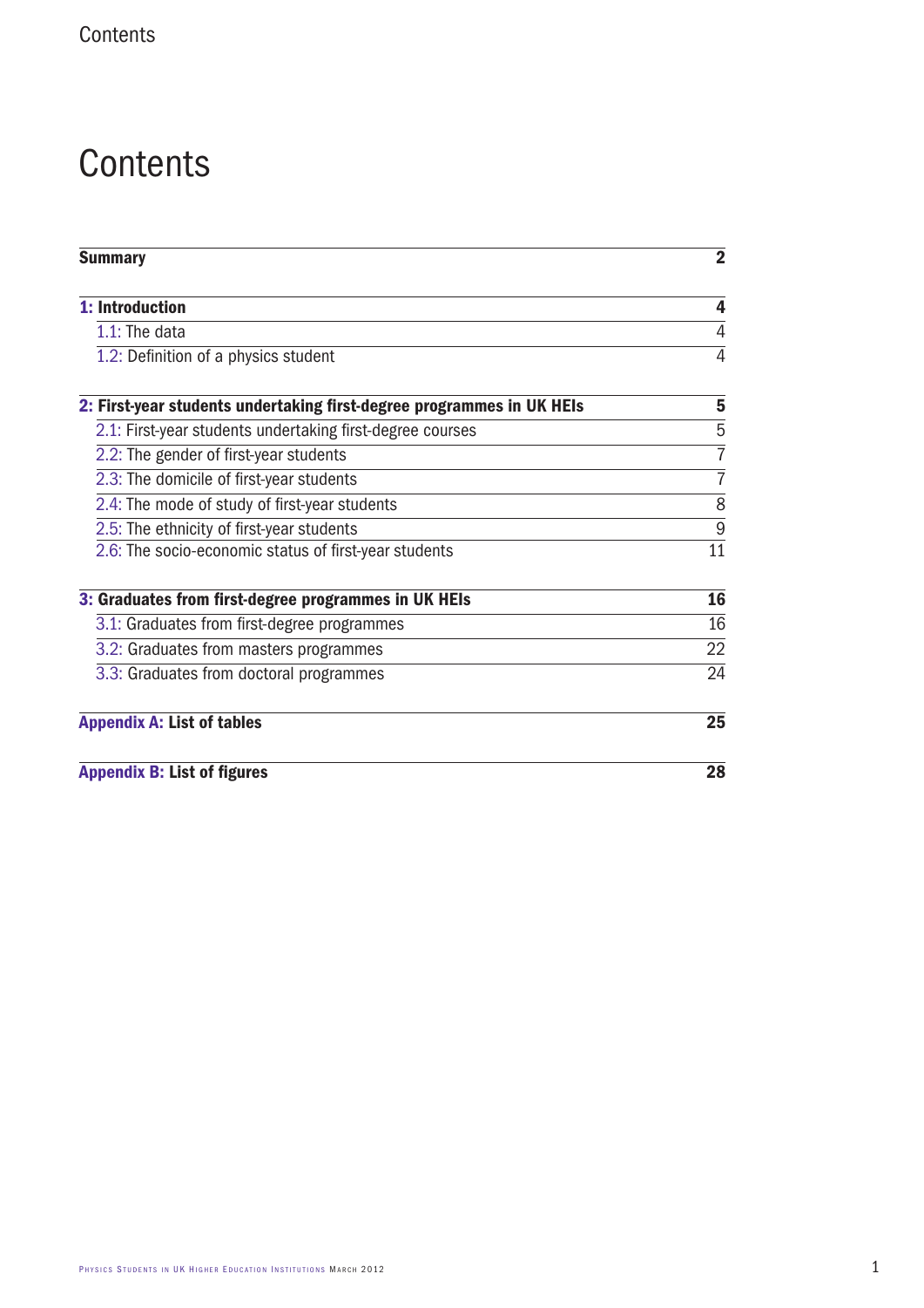# Contents

| | |
|---|---|
| **Summary** | **2** |
| **1: Introduction** | **4** |
| 1.1: The data | 4 |
| 1.2: Definition of a physics student | 4 |
| **2: First-year students undertaking first-degree programmes in UK HEIs** | **5** |
| 2.1: First-year students undertaking first-degree courses | 5 |
| 2.2: The gender of first-year students | 7 |
| 2.3: The domicile of first-year students | 7 |
| 2.4: The mode of study of first-year students | 8 |
| 2.5: The ethnicity of first-year students | 9 |
| 2.6: The socio-economic status of first-year students | 11 |
| **3: Graduates from first-degree programmes in UK HEIs** | **16** |
| 3.1: Graduates from first-degree programmes | 16 |
| 3.2: Graduates from masters programmes | 22 |
| 3.3: Graduates from doctoral programmes | 24 |
| **Appendix A: List of tables** | **25** |
| **Appendix B: List of figures** | **28** |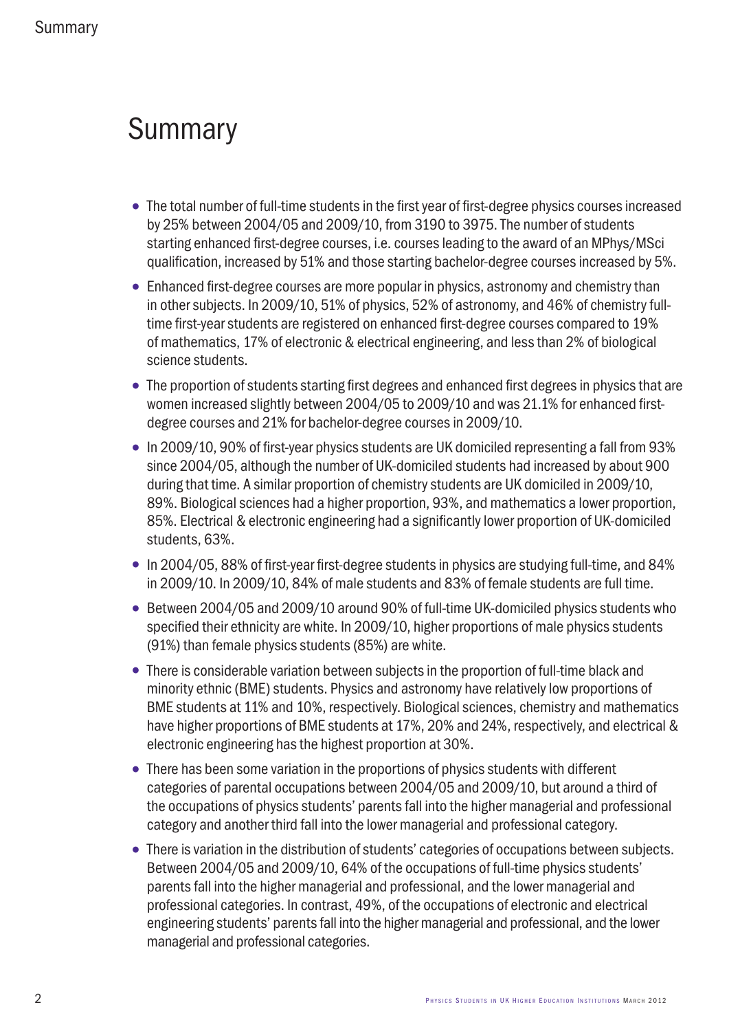# Summary

- The total number of full-time students in the first year of first-degree physics courses increased by 25% between 2004/05 and 2009/10, from 3190 to 3975. The number of students starting enhanced first-degree courses, i.e. courses leading to the award of an MPhys/MSci qualification, increased by 51% and those starting bachelor-degree courses increased by 5%.
- Enhanced first-degree courses are more popular in physics, astronomy and chemistry than in other subjects. In 2009/10, 51% of physics, 52% of astronomy, and 46% of chemistry full-time first-year students are registered on enhanced first-degree courses compared to 19% of mathematics, 17% of electronic & electrical engineering, and less than 2% of biological science students.
- The proportion of students starting first degrees and enhanced first degrees in physics that are women increased slightly between 2004/05 to 2009/10 and was 21.1% for enhanced first-degree courses and 21% for bachelor-degree courses in 2009/10.
- In 2009/10, 90% of first-year physics students are UK domiciled representing a fall from 93% since 2004/05, although the number of UK-domiciled students had increased by about 900 during that time. A similar proportion of chemistry students are UK domiciled in 2009/10, 89%. Biological sciences had a higher proportion, 93%, and mathematics a lower proportion, 85%. Electrical & electronic engineering had a significantly lower proportion of UK-domiciled students, 63%.
- In 2004/05, 88% of first-year first-degree students in physics are studying full-time, and 84% in 2009/10. In 2009/10, 84% of male students and 83% of female students are full time.
- Between 2004/05 and 2009/10 around 90% of full-time UK-domiciled physics students who specified their ethnicity are white. In 2009/10, higher proportions of male physics students (91%) than female physics students (85%) are white.
- There is considerable variation between subjects in the proportion of full-time black and minority ethnic (BME) students. Physics and astronomy have relatively low proportions of BME students at 11% and 10%, respectively. Biological sciences, chemistry and mathematics have higher proportions of BME students at 17%, 20% and 24%, respectively, and electrical & electronic engineering has the highest proportion at 30%.
- There has been some variation in the proportions of physics students with different categories of parental occupations between 2004/05 and 2009/10, but around a third of the occupations of physics students' parents fall into the higher managerial and professional category and another third fall into the lower managerial and professional category.
- There is variation in the distribution of students' categories of occupations between subjects. Between 2004/05 and 2009/10, 64% of the occupations of full-time physics students' parents fall into the higher managerial and professional, and the lower managerial and professional categories. In contrast, 49%, of the occupations of electronic and electrical engineering students' parents fall into the higher managerial and professional, and the lower managerial and professional categories.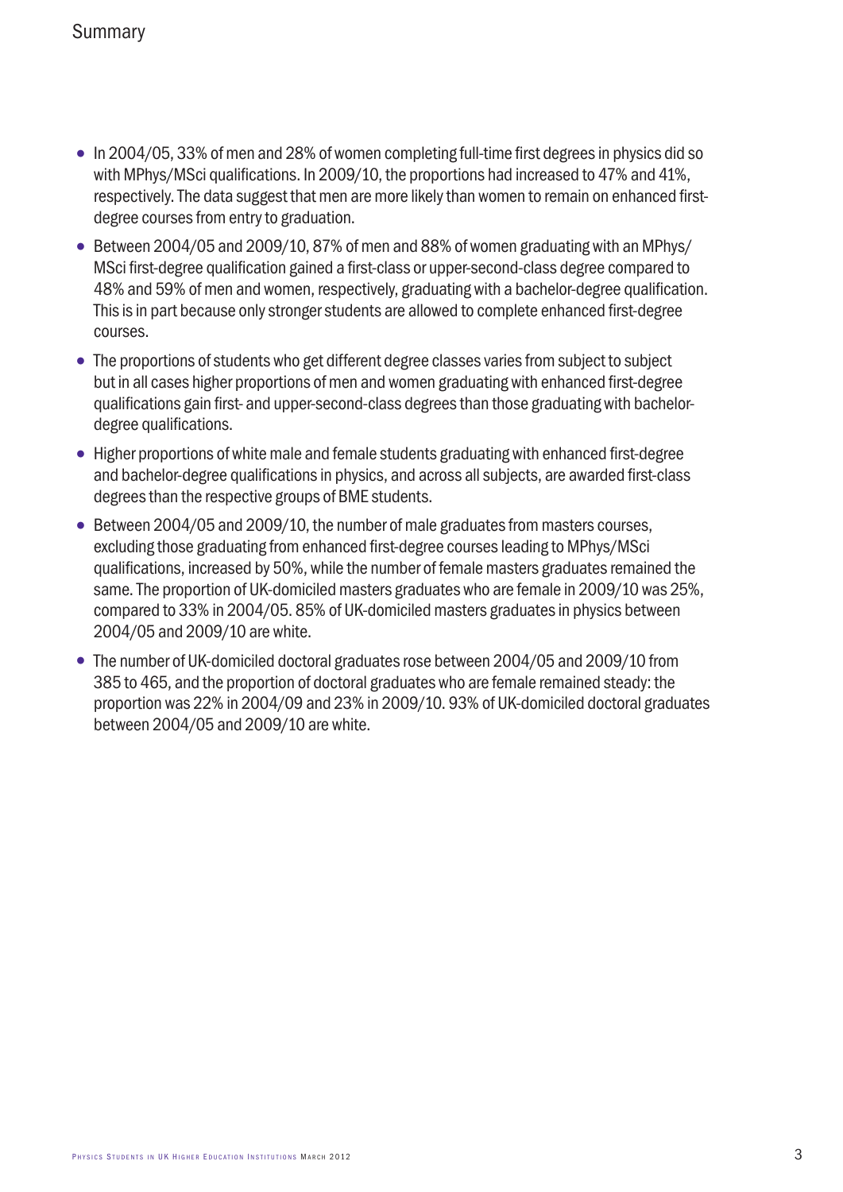# Summary

- In 2004/05, 33% of men and 28% of women completing full-time first degrees in physics did so with MPhys/MSci qualifications. In 2009/10, the proportions had increased to 47% and 41%, respectively. The data suggest that men are more likely than women to remain on enhanced first-degree courses from entry to graduation.
- Between 2004/05 and 2009/10, 87% of men and 88% of women graduating with an MPhys/MSci first-degree qualification gained a first-class or upper-second-class degree compared to 48% and 59% of men and women, respectively, graduating with a bachelor-degree qualification. This is in part because only stronger students are allowed to complete enhanced first-degree courses.
- The proportions of students who get different degree classes varies from subject to subject but in all cases higher proportions of men and women graduating with enhanced first-degree qualifications gain first- and upper-second-class degrees than those graduating with bachelor-degree qualifications.
- Higher proportions of white male and female students graduating with enhanced first-degree and bachelor-degree qualifications in physics, and across all subjects, are awarded first-class degrees than the respective groups of BME students.
- Between 2004/05 and 2009/10, the number of male graduates from masters courses, excluding those graduating from enhanced first-degree courses leading to MPhys/MSci qualifications, increased by 50%, while the number of female masters graduates remained the same. The proportion of UK-domiciled masters graduates who are female in 2009/10 was 25%, compared to 33% in 2004/05. 85% of UK-domiciled masters graduates in physics between 2004/05 and 2009/10 are white.
- The number of UK-domiciled doctoral graduates rose between 2004/05 and 2009/10 from 385 to 465, and the proportion of doctoral graduates who are female remained steady: the proportion was 22% in 2004/09 and 23% in 2009/10. 93% of UK-domiciled doctoral graduates between 2004/05 and 2009/10 are white.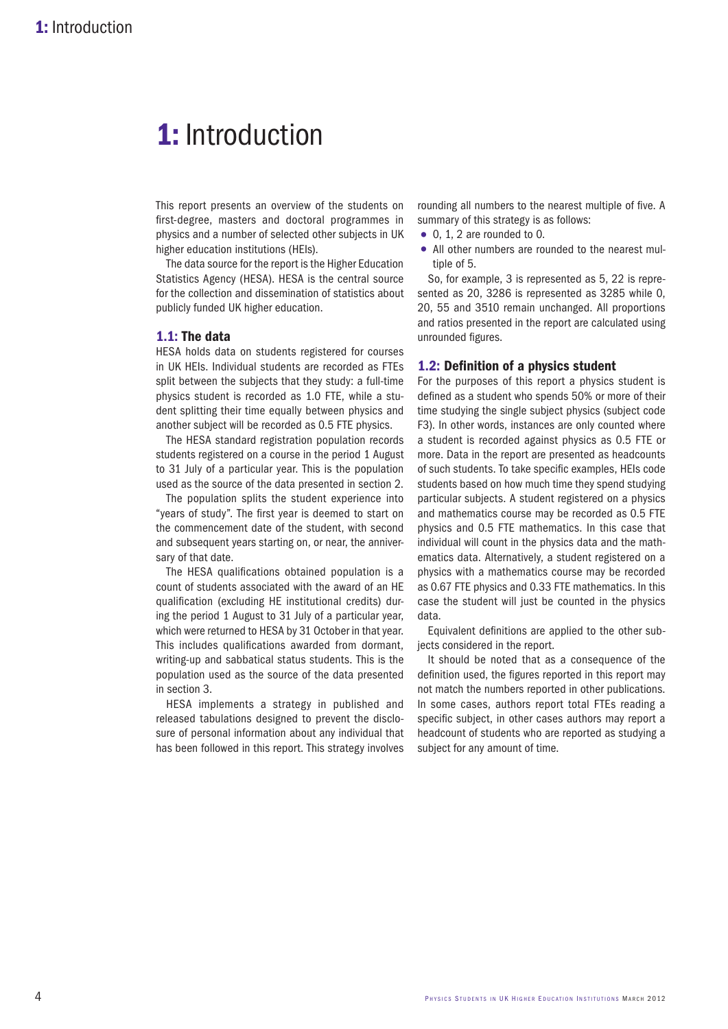# 1: Introduction

This report presents an overview of the students on first-degree, masters and doctoral programmes in physics and a number of selected other subjects in UK higher education institutions (HEIs).

The data source for the report is the Higher Education Statistics Agency (HESA). HESA is the central source for the collection and dissemination of statistics about publicly funded UK higher education.

## 1.1: The data

HESA holds data on students registered for courses in UK HEIs. Individual students are recorded as FTEs split between the subjects that they study: a full-time physics student is recorded as 1.0 FTE, while a student splitting their time equally between physics and another subject will be recorded as 0.5 FTE physics.

The HESA standard registration population records students registered on a course in the period 1 August to 31 July of a particular year. This is the population used as the source of the data presented in section 2.

The population splits the student experience into "years of study". The first year is deemed to start on the commencement date of the student, with second and subsequent years starting on, or near, the anniversary of that date.

The HESA qualifications obtained population is a count of students associated with the award of an HE qualification (excluding HE institutional credits) during the period 1 August to 31 July of a particular year, which were returned to HESA by 31 October in that year. This includes qualifications awarded from dormant, writing-up and sabbatical status students. This is the population used as the source of the data presented in section 3.

HESA implements a strategy in published and released tabulations designed to prevent the disclosure of personal information about any individual that has been followed in this report. This strategy involves rounding all numbers to the nearest multiple of five. A summary of this strategy is as follows:

- 0, 1, 2 are rounded to 0.
- All other numbers are rounded to the nearest multiple of 5.

So, for example, 3 is represented as 5, 22 is represented as 20, 3286 is represented as 3285 while 0, 20, 55 and 3510 remain unchanged. All proportions and ratios presented in the report are calculated using unrounded figures.

## 1.2: Definition of a physics student

For the purposes of this report a physics student is defined as a student who spends 50% or more of their time studying the single subject physics (subject code F3). In other words, instances are only counted where a student is recorded against physics as 0.5 FTE or more. Data in the report are presented as headcounts of such students. To take specific examples, HEIs code students based on how much time they spend studying particular subjects. A student registered on a physics and mathematics course may be recorded as 0.5 FTE physics and 0.5 FTE mathematics. In this case that individual will count in the physics data and the mathematics data. Alternatively, a student registered on a physics with a mathematics course may be recorded as 0.67 FTE physics and 0.33 FTE mathematics. In this case the student will just be counted in the physics data.

Equivalent definitions are applied to the other subjects considered in the report.

It should be noted that as a consequence of the definition used, the figures reported in this report may not match the numbers reported in other publications. In some cases, authors report total FTEs reading a specific subject, in other cases authors may report a headcount of students who are reported as studying a subject for any amount of time.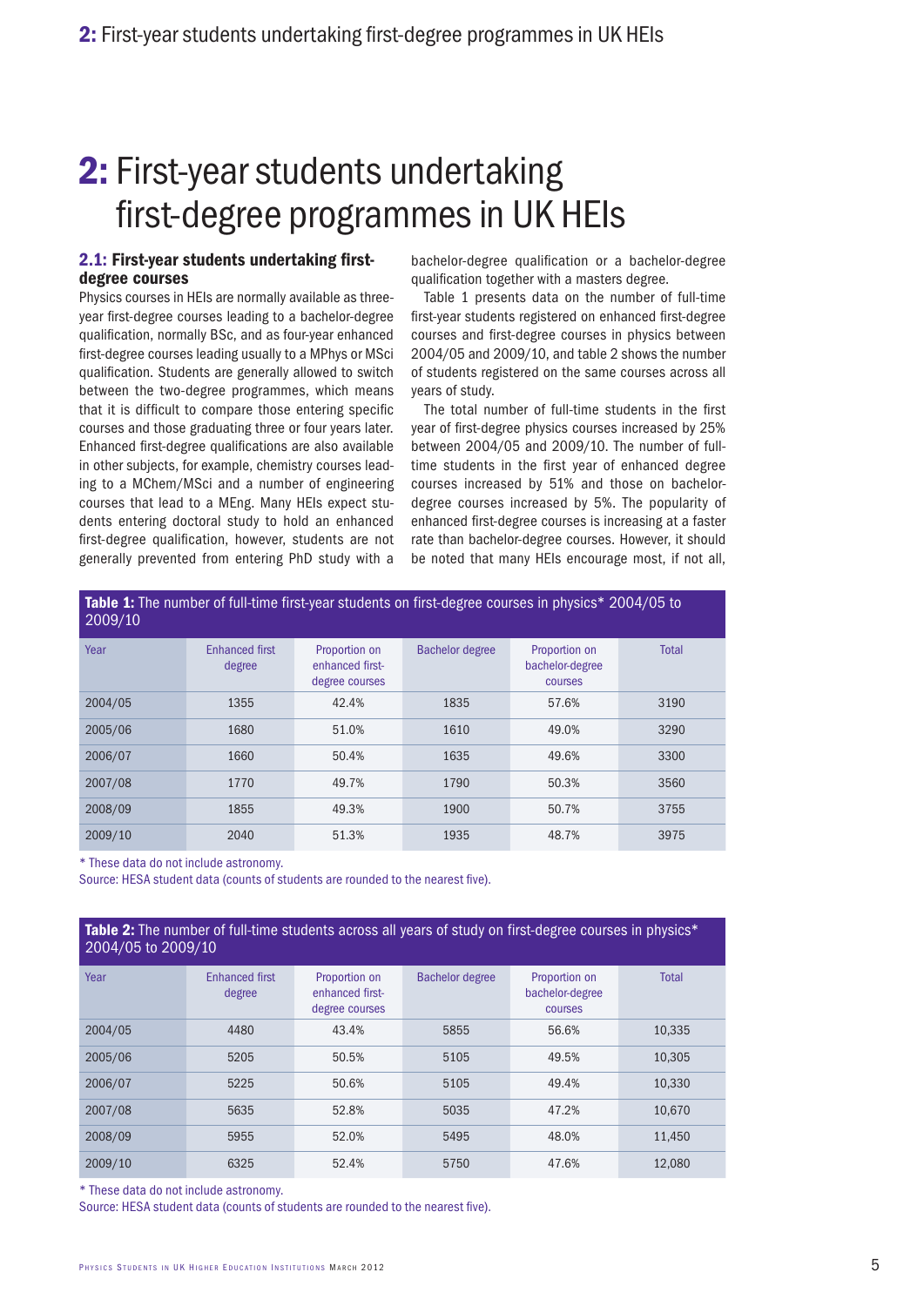# 2: First-year students undertaking first-degree programmes in UK HEIs

## 2.1: First-year students undertaking first-degree courses

Physics courses in HEIs are normally available as three-year first-degree courses leading to a bachelor-degree qualification, normally BSc, and as four-year enhanced first-degree courses leading usually to a MPhys or MSci qualification. Students are generally allowed to switch between the two-degree programmes, which means that it is difficult to compare those entering specific courses and those graduating three or four years later. Enhanced first-degree qualifications are also available in other subjects, for example, chemistry courses leading to a MChem/MSci and a number of engineering courses that lead to a MEng. Many HEIs expect students entering doctoral study to hold an enhanced first-degree qualification, however, students are not generally prevented from entering PhD study with a bachelor-degree qualification or a bachelor-degree qualification together with a masters degree.

Table 1 presents data on the number of full-time first-year students registered on enhanced first-degree courses and first-degree courses in physics between 2004/05 and 2009/10, and table 2 shows the number of students registered on the same courses across all years of study.

The total number of full-time students in the first year of first-degree physics courses increased by 25% between 2004/05 and 2009/10. The number of full-time students in the first year of enhanced degree courses increased by 51% and those on bachelor-degree courses increased by 5%. The popularity of enhanced first-degree courses is increasing at a faster rate than bachelor-degree courses. However, it should be noted that many HEIs encourage most, if not all,

**Table 1:** The number of full-time first-year students on first-degree courses in physics* 2004/05 to 2009/10

| Year | Enhanced first degree | Proportion on enhanced first-degree courses | Bachelor degree | Proportion on bachelor-degree courses | Total |
|---|---|---|---|---|---|
| 2004/05 | 1355 | 42.4% | 1835 | 57.6% | 3190 |
| 2005/06 | 1680 | 51.0% | 1610 | 49.0% | 3290 |
| 2006/07 | 1660 | 50.4% | 1635 | 49.6% | 3300 |
| 2007/08 | 1770 | 49.7% | 1790 | 50.3% | 3560 |
| 2008/09 | 1855 | 49.3% | 1900 | 50.7% | 3755 |
| 2009/10 | 2040 | 51.3% | 1935 | 48.7% | 3975 |

* These data do not include astronomy.
Source: HESA student data (counts of students are rounded to the nearest five).

**Table 2:** The number of full-time students across all years of study on first-degree courses in physics* 2004/05 to 2009/10

| Year | Enhanced first degree | Proportion on enhanced first-degree courses | Bachelor degree | Proportion on bachelor-degree courses | Total |
|---|---|---|---|---|---|
| 2004/05 | 4480 | 43.4% | 5855 | 56.6% | 10,335 |
| 2005/06 | 5205 | 50.5% | 5105 | 49.5% | 10,305 |
| 2006/07 | 5225 | 50.6% | 5105 | 49.4% | 10,330 |
| 2007/08 | 5635 | 52.8% | 5035 | 47.2% | 10,670 |
| 2008/09 | 5955 | 52.0% | 5495 | 48.0% | 11,450 |
| 2009/10 | 6325 | 52.4% | 5750 | 47.6% | 12,080 |

* These data do not include astronomy.
Source: HESA student data (counts of students are rounded to the nearest five).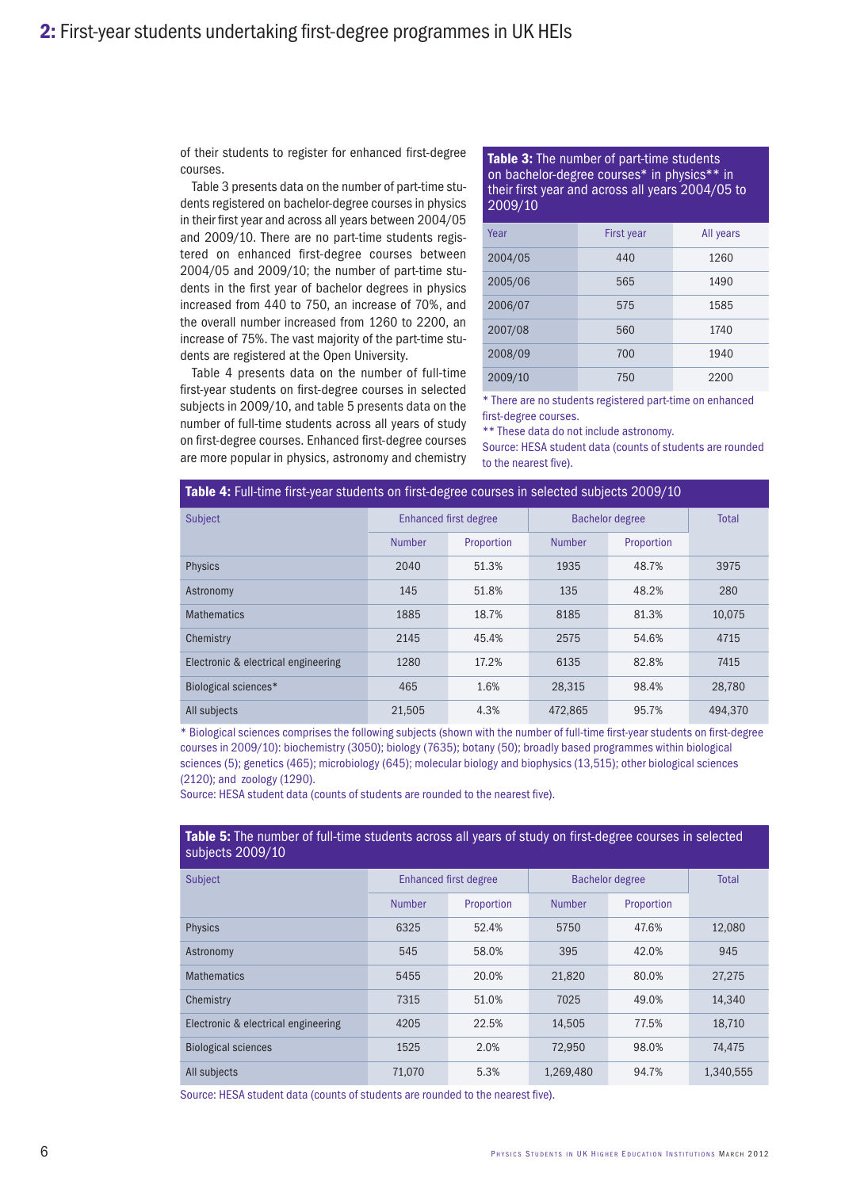of their students to register for enhanced first-degree courses.

Table 3 presents data on the number of part-time students registered on bachelor-degree courses in physics in their first year and across all years between 2004/05 and 2009/10. There are no part-time students registered on enhanced first-degree courses between 2004/05 and 2009/10; the number of part-time students in the first year of bachelor degrees in physics increased from 440 to 750, an increase of 70%, and the overall number increased from 1260 to 2200, an increase of 75%. The vast majority of the part-time students are registered at the Open University.

Table 4 presents data on the number of full-time first-year students on first-degree courses in selected subjects in 2009/10, and table 5 presents data on the number of full-time students across all years of study on first-degree courses. Enhanced first-degree courses are more popular in physics, astronomy and chemistry

**Table 3:** The number of part-time students on bachelor-degree courses* in physics** in their first year and across all years 2004/05 to 2009/10

| Year | First year | All years |
|---|---|---|
| 2004/05 | 440 | 1260 |
| 2005/06 | 565 | 1490 |
| 2006/07 | 575 | 1585 |
| 2007/08 | 560 | 1740 |
| 2008/09 | 700 | 1940 |
| 2009/10 | 750 | 2200 |

* There are no students registered part-time on enhanced first-degree courses.
** These data do not include astronomy.
Source: HESA student data (counts of students are rounded to the nearest five).

**Table 4:** Full-time first-year students on first-degree courses in selected subjects 2009/10

| Subject | Enhanced first degree | | Bachelor degree | | Total |
|---|---|---|---|---|---|
| | Number | Proportion | Number | Proportion | |
| Physics | 2040 | 51.3% | 1935 | 48.7% | 3975 |
| Astronomy | 145 | 51.8% | 135 | 48.2% | 280 |
| Mathematics | 1885 | 18.7% | 8185 | 81.3% | 10,075 |
| Chemistry | 2145 | 45.4% | 2575 | 54.6% | 4715 |
| Electronic & electrical engineering | 1280 | 17.2% | 6135 | 82.8% | 7415 |
| Biological sciences* | 465 | 1.6% | 28,315 | 98.4% | 28,780 |
| All subjects | 21,505 | 4.3% | 472,865 | 95.7% | 494,370 |

* Biological sciences comprises the following subjects (shown with the number of full-time first-year students on first-degree courses in 2009/10): biochemistry (3050); biology (7635); botany (50); broadly based programmes within biological sciences (5); genetics (465); microbiology (645); molecular biology and biophysics (13,515); other biological sciences (2120); and zoology (1290).
Source: HESA student data (counts of students are rounded to the nearest five).

**Table 5:** The number of full-time students across all years of study on first-degree courses in selected subjects 2009/10

| Subject | Enhanced first degree | | Bachelor degree | | Total |
|---|---|---|---|---|---|
| | Number | Proportion | Number | Proportion | |
| Physics | 6325 | 52.4% | 5750 | 47.6% | 12,080 |
| Astronomy | 545 | 58.0% | 395 | 42.0% | 945 |
| Mathematics | 5455 | 20.0% | 21,820 | 80.0% | 27,275 |
| Chemistry | 7315 | 51.0% | 7025 | 49.0% | 14,340 |
| Electronic & electrical engineering | 4205 | 22.5% | 14,505 | 77.5% | 18,710 |
| Biological sciences | 1525 | 2.0% | 72,950 | 98.0% | 74,475 |
| All subjects | 71,070 | 5.3% | 1,269,480 | 94.7% | 1,340,555 |

Source: HESA student data (counts of students are rounded to the nearest five).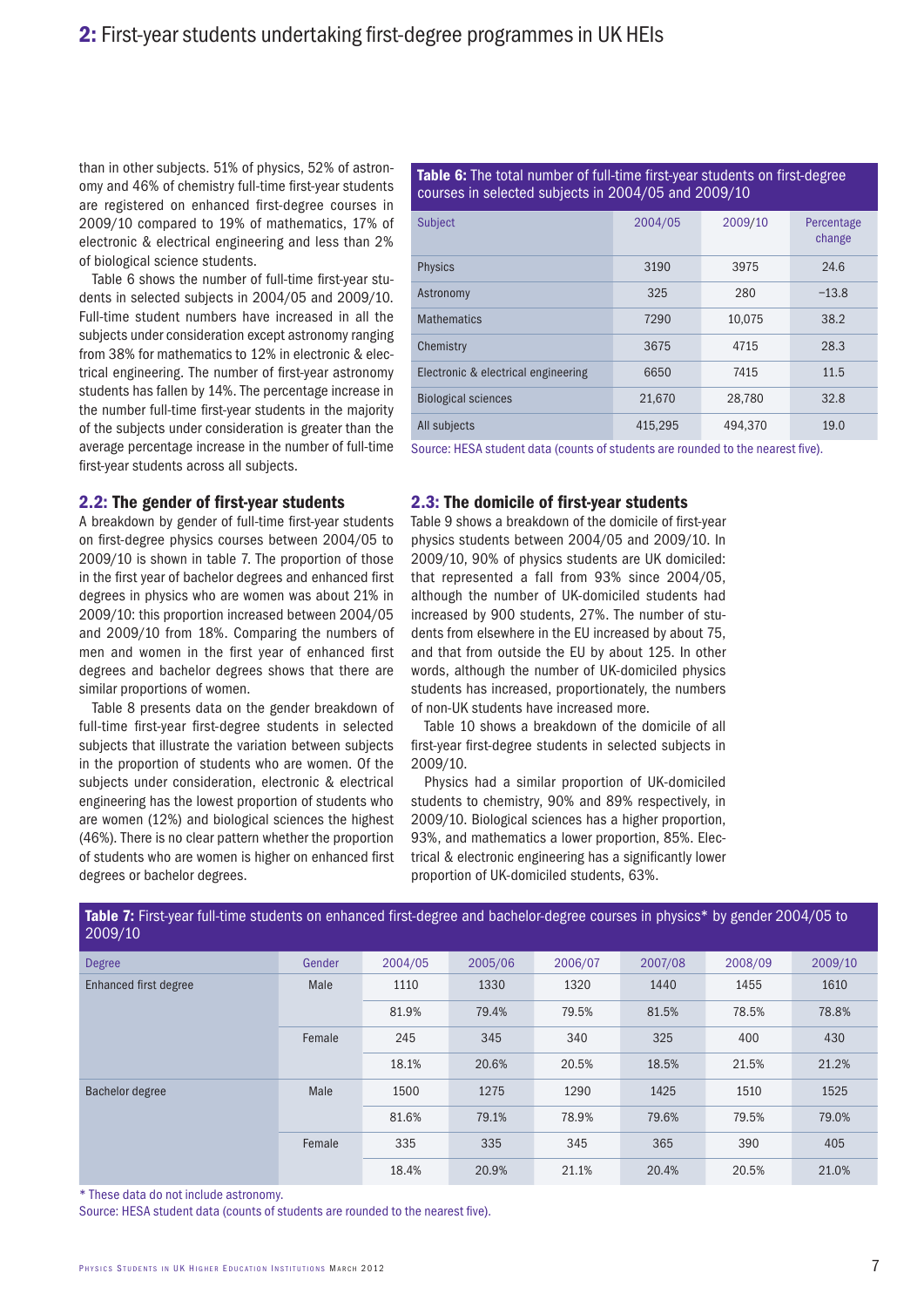than in other subjects. 51% of physics, 52% of astronomy and 46% of chemistry full-time first-year students are registered on enhanced first-degree courses in 2009/10 compared to 19% of mathematics, 17% of electronic & electrical engineering and less than 2% of biological science students.

Table 6 shows the number of full-time first-year students in selected subjects in 2004/05 and 2009/10. Full-time student numbers have increased in all the subjects under consideration except astronomy ranging from 38% for mathematics to 12% in electronic & electrical engineering. The number of first-year astronomy students has fallen by 14%. The percentage increase in the number full-time first-year students in the majority of the subjects under consideration is greater than the average percentage increase in the number of full-time first-year students across all subjects.

**Table 6:** The total number of full-time first-year students on first-degree courses in selected subjects in 2004/05 and 2009/10

| Subject | 2004/05 | 2009/10 | Percentage change |
|---|---|---|---|
| Physics | 3190 | 3975 | 24.6 |
| Astronomy | 325 | 280 | −13.8 |
| Mathematics | 7290 | 10,075 | 38.2 |
| Chemistry | 3675 | 4715 | 28.3 |
| Electronic & electrical engineering | 6650 | 7415 | 11.5 |
| Biological sciences | 21,670 | 28,780 | 32.8 |
| All subjects | 415,295 | 494,370 | 19.0 |

Source: HESA student data (counts of students are rounded to the nearest five).

## 2.2: The gender of first-year students

A breakdown by gender of full-time first-year students on first-degree physics courses between 2004/05 to 2009/10 is shown in table 7. The proportion of those in the first year of bachelor degrees and enhanced first degrees in physics who are women was about 21% in 2009/10: this proportion increased between 2004/05 and 2009/10 from 18%. Comparing the numbers of men and women in the first year of enhanced first degrees and bachelor degrees shows that there are similar proportions of women.

Table 8 presents data on the gender breakdown of full-time first-year first-degree students in selected subjects that illustrate the variation between subjects in the proportion of students who are women. Of the subjects under consideration, electronic & electrical engineering has the lowest proportion of students who are women (12%) and biological sciences the highest (46%). There is no clear pattern whether the proportion of students who are women is higher on enhanced first degrees or bachelor degrees.

## 2.3: The domicile of first-year students

Table 9 shows a breakdown of the domicile of first-year physics students between 2004/05 and 2009/10. In 2009/10, 90% of physics students are UK domiciled: that represented a fall from 93% since 2004/05, although the number of UK-domiciled students had increased by 900 students, 27%. The number of students from elsewhere in the EU increased by about 75, and that from outside the EU by about 125. In other words, although the number of UK-domiciled physics students has increased, proportionately, the numbers of non-UK students have increased more.

Table 10 shows a breakdown of the domicile of all first-year first-degree students in selected subjects in 2009/10.

Physics had a similar proportion of UK-domiciled students to chemistry, 90% and 89% respectively, in 2009/10. Biological sciences has a higher proportion, 93%, and mathematics a lower proportion, 85%. Electrical & electronic engineering has a significantly lower proportion of UK-domiciled students, 63%.

**Table 7:** First-year full-time students on enhanced first-degree and bachelor-degree courses in physics* by gender 2004/05 to 2009/10

| Degree | Gender | 2004/05 | 2005/06 | 2006/07 | 2007/08 | 2008/09 | 2009/10 |
|---|---|---|---|---|---|---|---|
| Enhanced first degree | Male | 1110 | 1330 | 1320 | 1440 | 1455 | 1610 |
| | | 81.9% | 79.4% | 79.5% | 81.5% | 78.5% | 78.8% |
| | Female | 245 | 345 | 340 | 325 | 400 | 430 |
| | | 18.1% | 20.6% | 20.5% | 18.5% | 21.5% | 21.2% |
| Bachelor degree | Male | 1500 | 1275 | 1290 | 1425 | 1510 | 1525 |
| | | 81.6% | 79.1% | 78.9% | 79.6% | 79.5% | 79.0% |
| | Female | 335 | 335 | 345 | 365 | 390 | 405 |
| | | 18.4% | 20.9% | 21.1% | 20.4% | 20.5% | 21.0% |

* These data do not include astronomy.

Source: HESA student data (counts of students are rounded to the nearest five).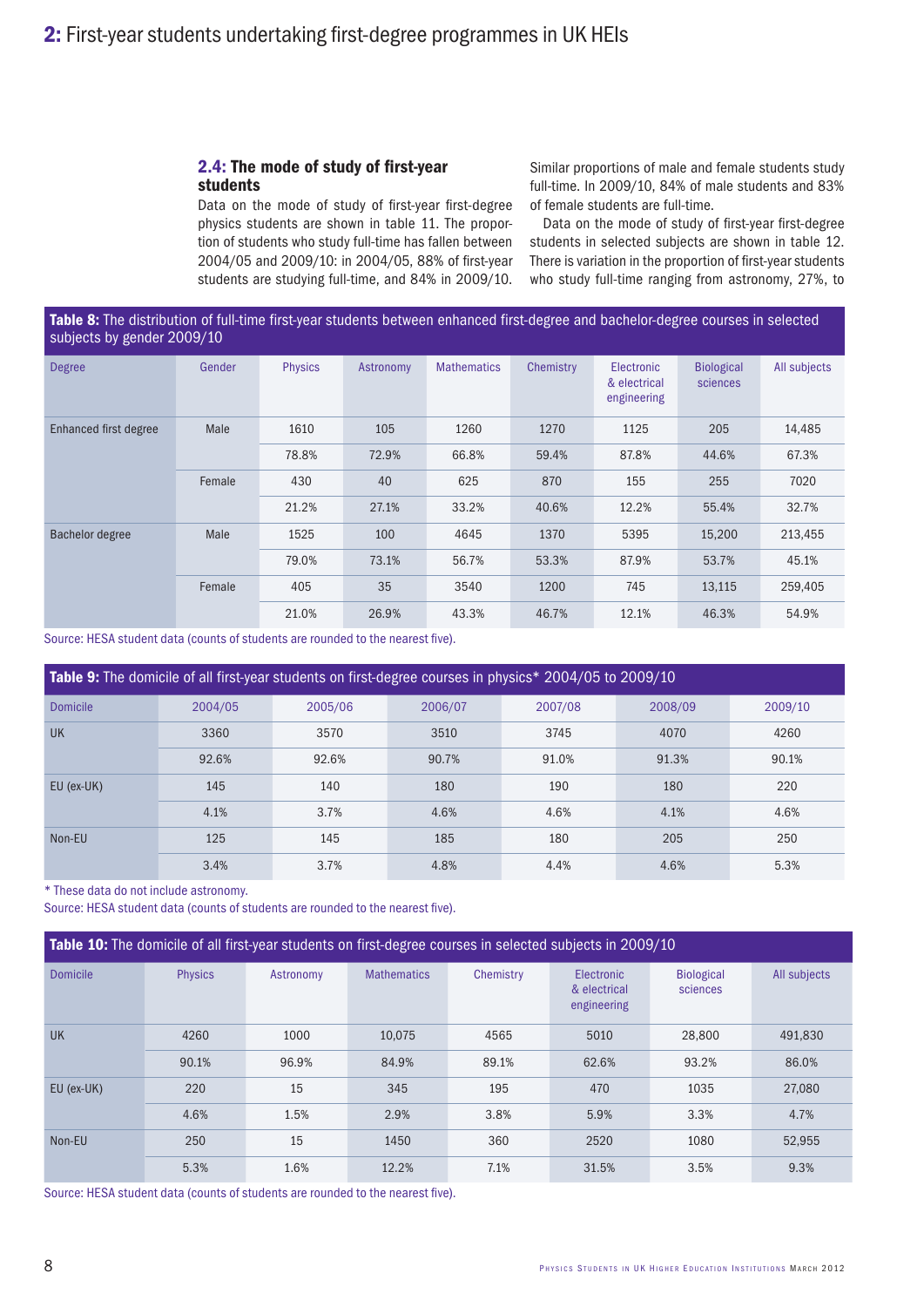### 2.4: The mode of study of first-year students

Data on the mode of study of first-year first-degree physics students are shown in table 11. The proportion of students who study full-time has fallen between 2004/05 and 2009/10: in 2004/05, 88% of first-year students are studying full-time, and 84% in 2009/10. Similar proportions of male and female students study full-time. In 2009/10, 84% of male students and 83% of female students are full-time.

Data on the mode of study of first-year first-degree students in selected subjects are shown in table 12. There is variation in the proportion of first-year students who study full-time ranging from astronomy, 27%, to

**Table 8:** The distribution of full-time first-year students between enhanced first-degree and bachelor-degree courses in selected subjects by gender 2009/10

| Degree | Gender | Physics | Astronomy | Mathematics | Chemistry | Electronic & electrical engineering | Biological sciences | All subjects |
|---|---|---|---|---|---|---|---|---|
| Enhanced first degree | Male | 1610 | 105 | 1260 | 1270 | 1125 | 205 | 14,485 |
| | | 78.8% | 72.9% | 66.8% | 59.4% | 87.8% | 44.6% | 67.3% |
| | Female | 430 | 40 | 625 | 870 | 155 | 255 | 7020 |
| | | 21.2% | 27.1% | 33.2% | 40.6% | 12.2% | 55.4% | 32.7% |
| Bachelor degree | Male | 1525 | 100 | 4645 | 1370 | 5395 | 15,200 | 213,455 |
| | | 79.0% | 73.1% | 56.7% | 53.3% | 87.9% | 53.7% | 45.1% |
| | Female | 405 | 35 | 3540 | 1200 | 745 | 13,115 | 259,405 |
| | | 21.0% | 26.9% | 43.3% | 46.7% | 12.1% | 46.3% | 54.9% |

Source: HESA student data (counts of students are rounded to the nearest five).

**Table 9:** The domicile of all first-year students on first-degree courses in physics* 2004/05 to 2009/10

| Domicile | 2004/05 | 2005/06 | 2006/07 | 2007/08 | 2008/09 | 2009/10 |
|---|---|---|---|---|---|---|
| UK | 3360 | 3570 | 3510 | 3745 | 4070 | 4260 |
| | 92.6% | 92.6% | 90.7% | 91.0% | 91.3% | 90.1% |
| EU (ex-UK) | 145 | 140 | 180 | 190 | 180 | 220 |
| | 4.1% | 3.7% | 4.6% | 4.6% | 4.1% | 4.6% |
| Non-EU | 125 | 145 | 185 | 180 | 205 | 250 |
| | 3.4% | 3.7% | 4.8% | 4.4% | 4.6% | 5.3% |

* These data do not include astronomy.

Source: HESA student data (counts of students are rounded to the nearest five).

**Table 10:** The domicile of all first-year students on first-degree courses in selected subjects in 2009/10

| Domicile | Physics | Astronomy | Mathematics | Chemistry | Electronic & electrical engineering | Biological sciences | All subjects |
|---|---|---|---|---|---|---|---|
| UK | 4260 | 1000 | 10,075 | 4565 | 5010 | 28,800 | 491,830 |
| | 90.1% | 96.9% | 84.9% | 89.1% | 62.6% | 93.2% | 86.0% |
| EU (ex-UK) | 220 | 15 | 345 | 195 | 470 | 1035 | 27,080 |
| | 4.6% | 1.5% | 2.9% | 3.8% | 5.9% | 3.3% | 4.7% |
| Non-EU | 250 | 15 | 1450 | 360 | 2520 | 1080 | 52,955 |
| | 5.3% | 1.6% | 12.2% | 7.1% | 31.5% | 3.5% | 9.3% |

Source: HESA student data (counts of students are rounded to the nearest five).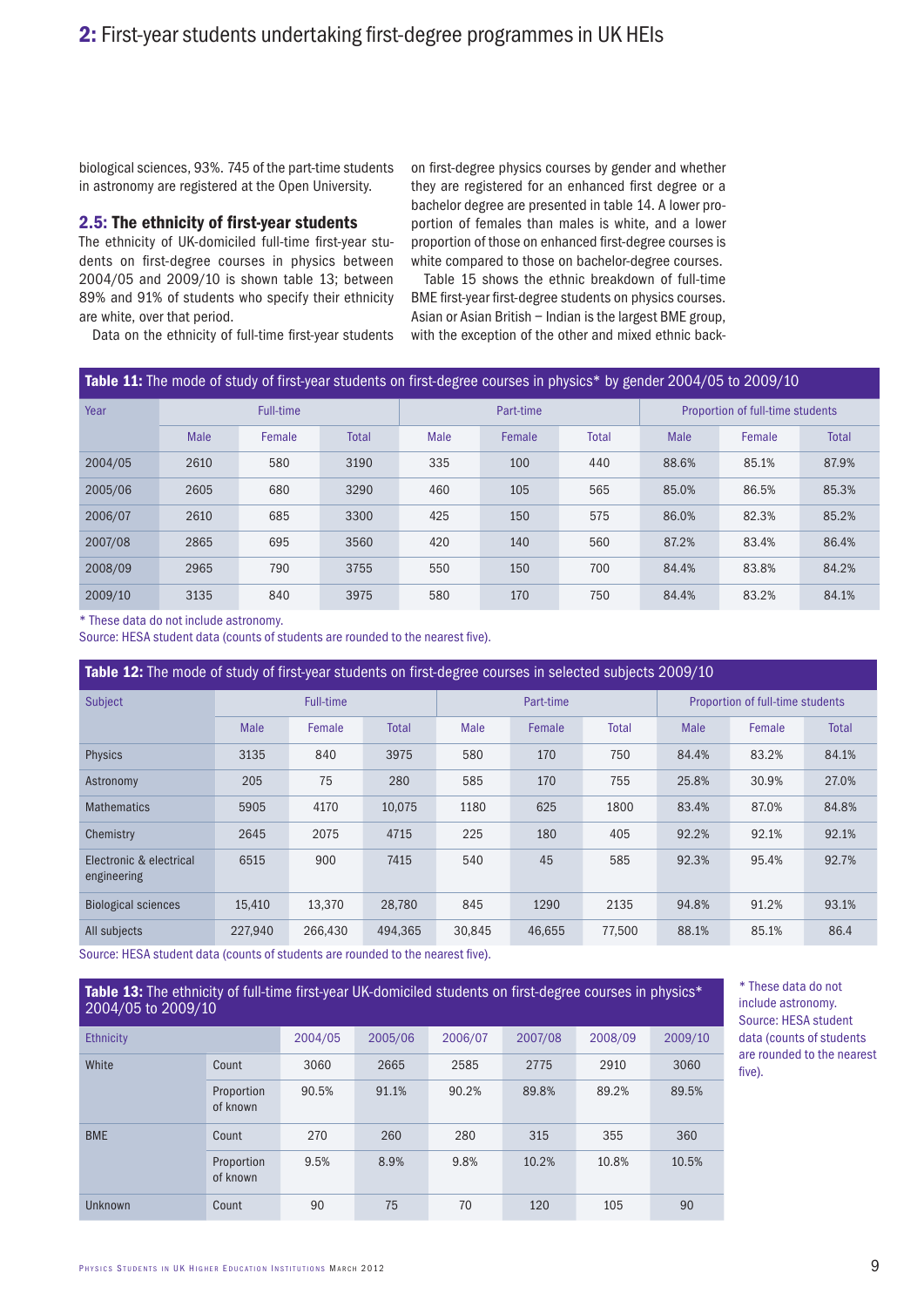biological sciences, 93%. 745 of the part-time students in astronomy are registered at the Open University.

### 2.5: The ethnicity of first-year students

The ethnicity of UK-domiciled full-time first-year students on first-degree courses in physics between 2004/05 and 2009/10 is shown table 13; between 89% and 91% of students who specify their ethnicity are white, over that period.

Data on the ethnicity of full-time first-year students on first-degree physics courses by gender and whether they are registered for an enhanced first degree or a bachelor degree are presented in table 14. A lower proportion of females than males is white, and a lower proportion of those on enhanced first-degree courses is white compared to those on bachelor-degree courses.

Table 15 shows the ethnic breakdown of full-time BME first-year first-degree students on physics courses. Asian or Asian British – Indian is the largest BME group, with the exception of the other and mixed ethnic back-

**Table 11:** The mode of study of first-year students on first-degree courses in physics* by gender 2004/05 to 2009/10

| Year | Full-time | | | Part-time | | | Proportion of full-time students | | |
|---|---|---|---|---|---|---|---|---|---|
| | Male | Female | Total | Male | Female | Total | Male | Female | Total |
| 2004/05 | 2610 | 580 | 3190 | 335 | 100 | 440 | 88.6% | 85.1% | 87.9% |
| 2005/06 | 2605 | 680 | 3290 | 460 | 105 | 565 | 85.0% | 86.5% | 85.3% |
| 2006/07 | 2610 | 685 | 3300 | 425 | 150 | 575 | 86.0% | 82.3% | 85.2% |
| 2007/08 | 2865 | 695 | 3560 | 420 | 140 | 560 | 87.2% | 83.4% | 86.4% |
| 2008/09 | 2965 | 790 | 3755 | 550 | 150 | 700 | 84.4% | 83.8% | 84.2% |
| 2009/10 | 3135 | 840 | 3975 | 580 | 170 | 750 | 84.4% | 83.2% | 84.1% |

\* These data do not include astronomy.
Source: HESA student data (counts of students are rounded to the nearest five).

**Table 12:** The mode of study of first-year students on first-degree courses in selected subjects 2009/10

| Subject | Full-time | | | Part-time | | | Proportion of full-time students | | |
|---|---|---|---|---|---|---|---|---|---|
| | Male | Female | Total | Male | Female | Total | Male | Female | Total |
| Physics | 3135 | 840 | 3975 | 580 | 170 | 750 | 84.4% | 83.2% | 84.1% |
| Astronomy | 205 | 75 | 280 | 585 | 170 | 755 | 25.8% | 30.9% | 27.0% |
| Mathematics | 5905 | 4170 | 10,075 | 1180 | 625 | 1800 | 83.4% | 87.0% | 84.8% |
| Chemistry | 2645 | 2075 | 4715 | 225 | 180 | 405 | 92.2% | 92.1% | 92.1% |
| Electronic & electrical engineering | 6515 | 900 | 7415 | 540 | 45 | 585 | 92.3% | 95.4% | 92.7% |
| Biological sciences | 15,410 | 13,370 | 28,780 | 845 | 1290 | 2135 | 94.8% | 91.2% | 93.1% |
| All subjects | 227,940 | 266,430 | 494,365 | 30,845 | 46,655 | 77,500 | 88.1% | 85.1% | 86.4 |

Source: HESA student data (counts of students are rounded to the nearest five).

**Table 13:** The ethnicity of full-time first-year UK-domiciled students on first-degree courses in physics* 2004/05 to 2009/10

| Ethnicity | | 2004/05 | 2005/06 | 2006/07 | 2007/08 | 2008/09 | 2009/10 |
|---|---|---|---|---|---|---|---|
| White | Count | 3060 | 2665 | 2585 | 2775 | 2910 | 3060 |
| | Proportion of known | 90.5% | 91.1% | 90.2% | 89.8% | 89.2% | 89.5% |
| BME | Count | 270 | 260 | 280 | 315 | 355 | 360 |
| | Proportion of known | 9.5% | 8.9% | 9.8% | 10.2% | 10.8% | 10.5% |
| Unknown | Count | 90 | 75 | 70 | 120 | 105 | 90 |

\* These data do not include astronomy.
Source: HESA student data (counts of students are rounded to the nearest five).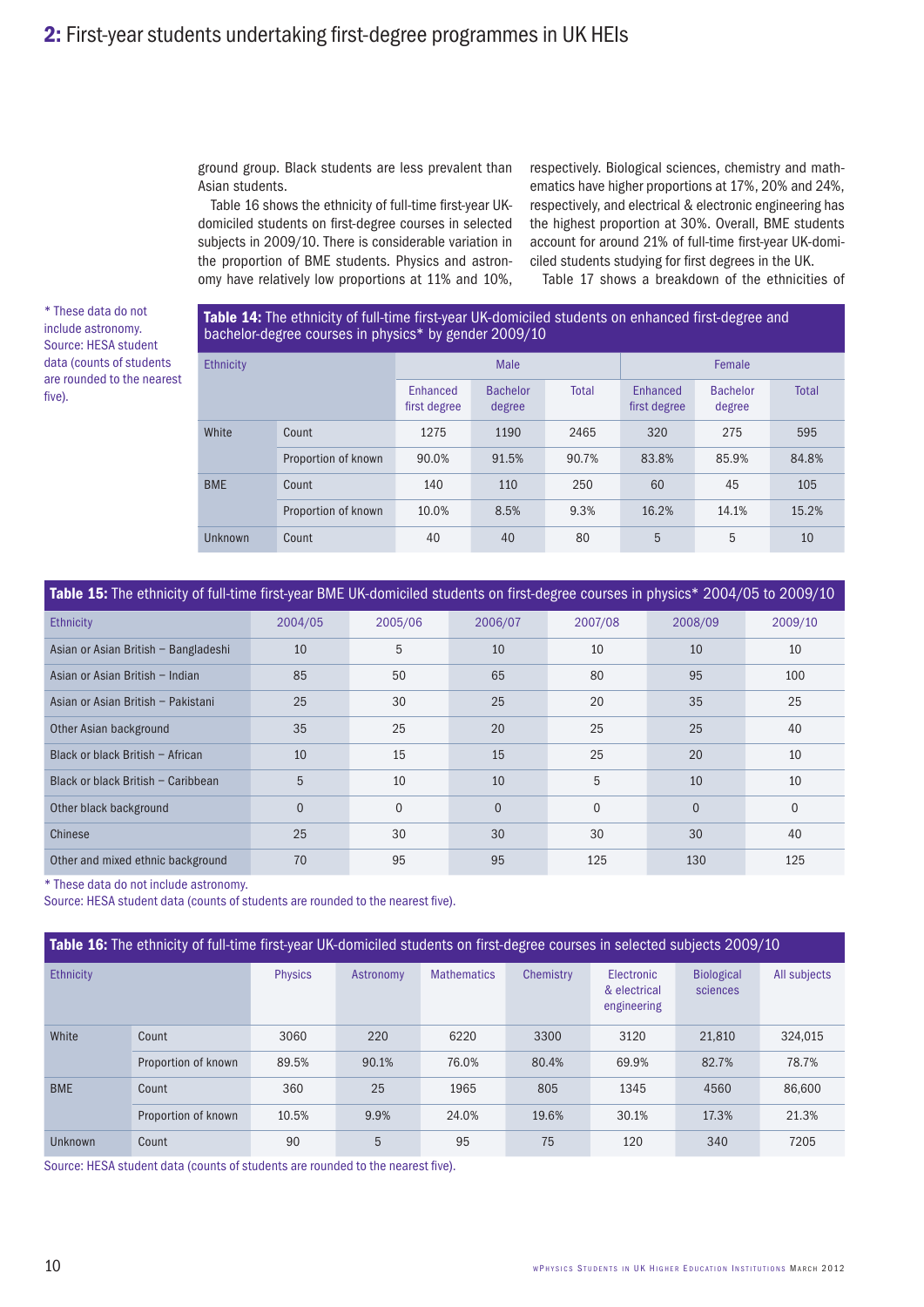ground group. Black students are less prevalent than Asian students.

Table 16 shows the ethnicity of full-time first-year UK-domiciled students on first-degree courses in selected subjects in 2009/10. There is considerable variation in the proportion of BME students. Physics and astronomy have relatively low proportions at 11% and 10%, respectively. Biological sciences, chemistry and mathematics have higher proportions at 17%, 20% and 24%, respectively, and electrical & electronic engineering has the highest proportion at 30%. Overall, BME students account for around 21% of full-time first-year UK-domiciled students studying for first degrees in the UK.

Table 17 shows a breakdown of the ethnicities of

**Table 14:** The ethnicity of full-time first-year UK-domiciled students on enhanced first-degree and bachelor-degree courses in physics* by gender 2009/10

| Ethnicity | | Male | | | Female | | |
|---|---|---|---|---|---|---|---|
| | | Enhanced first degree | Bachelor degree | Total | Enhanced first degree | Bachelor degree | Total |
| White | Count | 1275 | 1190 | 2465 | 320 | 275 | 595 |
| | Proportion of known | 90.0% | 91.5% | 90.7% | 83.8% | 85.9% | 84.8% |
| BME | Count | 140 | 110 | 250 | 60 | 45 | 105 |
| | Proportion of known | 10.0% | 8.5% | 9.3% | 16.2% | 14.1% | 15.2% |
| Unknown | Count | 40 | 40 | 80 | 5 | 5 | 10 |

* These data do not include astronomy.
Source: HESA student data (counts of students are rounded to the nearest five).

**Table 15:** The ethnicity of full-time first-year BME UK-domiciled students on first-degree courses in physics* 2004/05 to 2009/10

| Ethnicity | 2004/05 | 2005/06 | 2006/07 | 2007/08 | 2008/09 | 2009/10 |
|---|---|---|---|---|---|---|
| Asian or Asian British – Bangladeshi | 10 | 5 | 10 | 10 | 10 | 10 |
| Asian or Asian British – Indian | 85 | 50 | 65 | 80 | 95 | 100 |
| Asian or Asian British – Pakistani | 25 | 30 | 25 | 20 | 35 | 25 |
| Other Asian background | 35 | 25 | 20 | 25 | 25 | 40 |
| Black or black British – African | 10 | 15 | 15 | 25 | 20 | 10 |
| Black or black British – Caribbean | 5 | 10 | 10 | 5 | 10 | 10 |
| Other black background | 0 | 0 | 0 | 0 | 0 | 0 |
| Chinese | 25 | 30 | 30 | 30 | 30 | 40 |
| Other and mixed ethnic background | 70 | 95 | 95 | 125 | 130 | 125 |

* These data do not include astronomy.
Source: HESA student data (counts of students are rounded to the nearest five).

**Table 16:** The ethnicity of full-time first-year UK-domiciled students on first-degree courses in selected subjects 2009/10

| Ethnicity | | Physics | Astronomy | Mathematics | Chemistry | Electronic & electrical engineering | Biological sciences | All subjects |
|---|---|---|---|---|---|---|---|---|
| White | Count | 3060 | 220 | 6220 | 3300 | 3120 | 21,810 | 324,015 |
| | Proportion of known | 89.5% | 90.1% | 76.0% | 80.4% | 69.9% | 82.7% | 78.7% |
| BME | Count | 360 | 25 | 1965 | 805 | 1345 | 4560 | 86,600 |
| | Proportion of known | 10.5% | 9.9% | 24.0% | 19.6% | 30.1% | 17.3% | 21.3% |
| Unknown | Count | 90 | 5 | 95 | 75 | 120 | 340 | 7205 |

Source: HESA student data (counts of students are rounded to the nearest five).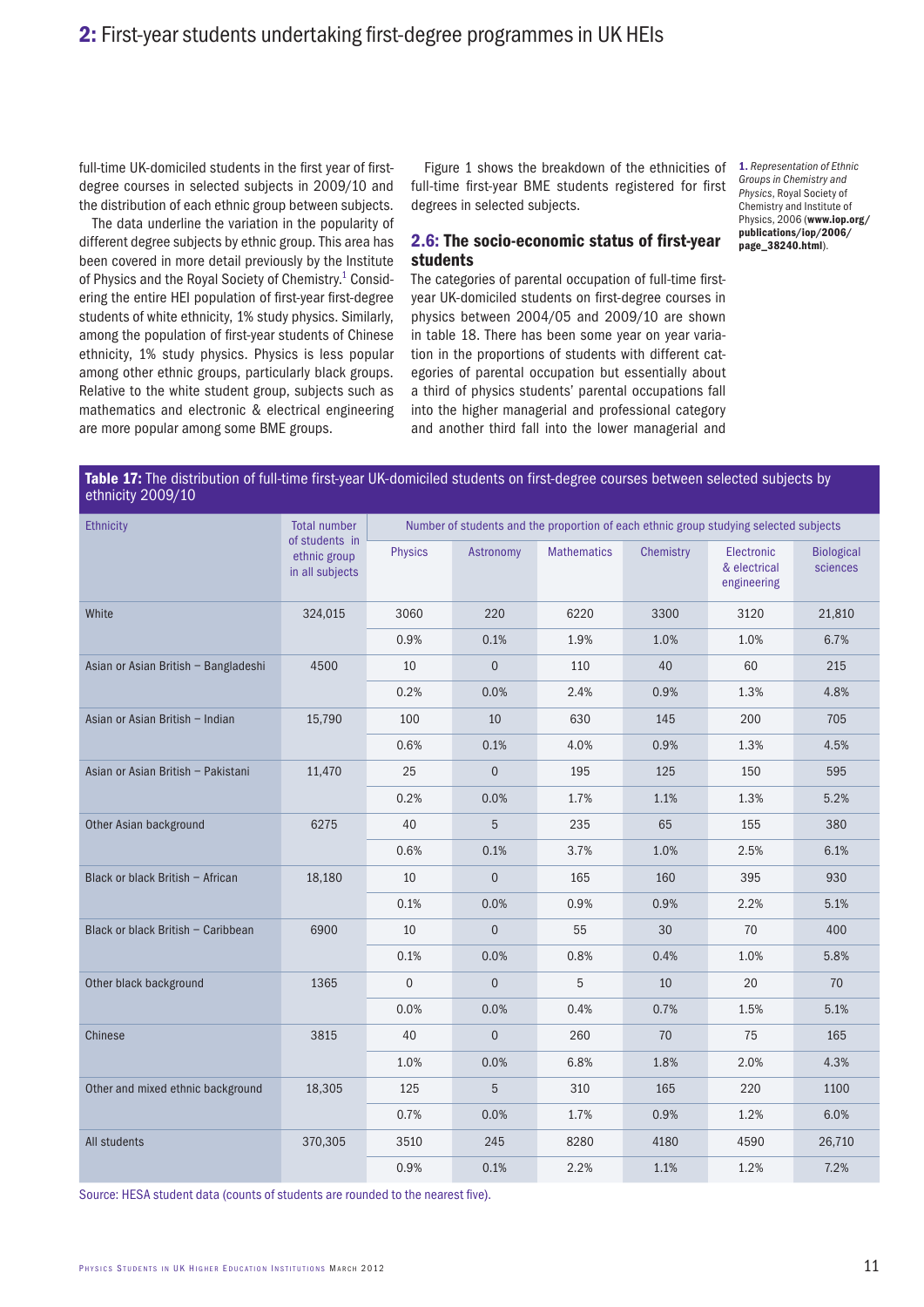full-time UK-domiciled students in the first year of first-degree courses in selected subjects in 2009/10 and the distribution of each ethnic group between subjects.

The data underline the variation in the popularity of different degree subjects by ethnic group. This area has been covered in more detail previously by the Institute of Physics and the Royal Society of Chemistry.[1] Considering the entire HEI population of first-year first-degree students of white ethnicity, 1% study physics. Similarly, among the population of first-year students of Chinese ethnicity, 1% study physics. Physics is less popular among other ethnic groups, particularly black groups. Relative to the white student group, subjects such as mathematics and electronic & electrical engineering are more popular among some BME groups.

Figure 1 shows the breakdown of the ethnicities of full-time first-year BME students registered for first degrees in selected subjects.

## 2.6: The socio-economic status of first-year students

The categories of parental occupation of full-time first-year UK-domiciled students on first-degree courses in physics between 2004/05 and 2009/10 are shown in table 18. There has been some year on year variation in the proportions of students with different categories of parental occupation but essentially about a third of physics students' parental occupations fall into the higher managerial and professional category and another third fall into the lower managerial and

1. *Representation of Ethnic Groups in Chemistry and Physics*, Royal Society of Chemistry and Institute of Physics, 2006 (**www.iop.org/publications/iop/2006/page_38240.html**).

**Table 17:** The distribution of full-time first-year UK-domiciled students on first-degree courses between selected subjects by ethnicity 2009/10

| Ethnicity | Total number of students in ethnic group in all subjects | Number of students and the proportion of each ethnic group studying selected subjects | | | | | |
|---|---|---|---|---|---|---|---|
| | | Physics | Astronomy | Mathematics | Chemistry | Electronic & electrical engineering | Biological sciences |
| White | 324,015 | 3060 | 220 | 6220 | 3300 | 3120 | 21,810 |
| | | 0.9% | 0.1% | 1.9% | 1.0% | 1.0% | 6.7% |
| Asian or Asian British – Bangladeshi | 4500 | 10 | 0 | 110 | 40 | 60 | 215 |
| | | 0.2% | 0.0% | 2.4% | 0.9% | 1.3% | 4.8% |
| Asian or Asian British – Indian | 15,790 | 100 | 10 | 630 | 145 | 200 | 705 |
| | | 0.6% | 0.1% | 4.0% | 0.9% | 1.3% | 4.5% |
| Asian or Asian British – Pakistani | 11,470 | 25 | 0 | 195 | 125 | 150 | 595 |
| | | 0.2% | 0.0% | 1.7% | 1.1% | 1.3% | 5.2% |
| Other Asian background | 6275 | 40 | 5 | 235 | 65 | 155 | 380 |
| | | 0.6% | 0.1% | 3.7% | 1.0% | 2.5% | 6.1% |
| Black or black British – African | 18,180 | 10 | 0 | 165 | 160 | 395 | 930 |
| | | 0.1% | 0.0% | 0.9% | 0.9% | 2.2% | 5.1% |
| Black or black British – Caribbean | 6900 | 10 | 0 | 55 | 30 | 70 | 400 |
| | | 0.1% | 0.0% | 0.8% | 0.4% | 1.0% | 5.8% |
| Other black background | 1365 | 0 | 0 | 5 | 10 | 20 | 70 |
| | | 0.0% | 0.0% | 0.4% | 0.7% | 1.5% | 5.1% |
| Chinese | 3815 | 40 | 0 | 260 | 70 | 75 | 165 |
| | | 1.0% | 0.0% | 6.8% | 1.8% | 2.0% | 4.3% |
| Other and mixed ethnic background | 18,305 | 125 | 5 | 310 | 165 | 220 | 1100 |
| | | 0.7% | 0.0% | 1.7% | 0.9% | 1.2% | 6.0% |
| All students | 370,305 | 3510 | 245 | 8280 | 4180 | 4590 | 26,710 |
| | | 0.9% | 0.1% | 2.2% | 1.1% | 1.2% | 7.2% |

Source: HESA student data (counts of students are rounded to the nearest five).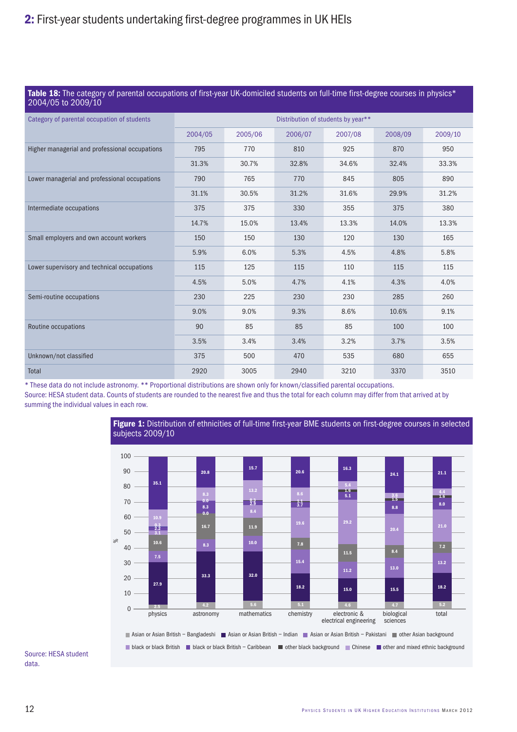**Table 18:** The category of parental occupations of first-year UK-domiciled students on full-time first-degree courses in physics* 2004/05 to 2009/10

| Category of parental occupation of students | Distribution of students by year** | | | | | |
|---|---|---|---|---|---|---|
| | 2004/05 | 2005/06 | 2006/07 | 2007/08 | 2008/09 | 2009/10 |
| Higher managerial and professional occupations | 795 | 770 | 810 | 925 | 870 | 950 |
| | 31.3% | 30.7% | 32.8% | 34.6% | 32.4% | 33.3% |
| Lower managerial and professional occupations | 790 | 765 | 770 | 845 | 805 | 890 |
| | 31.1% | 30.5% | 31.2% | 31.6% | 29.9% | 31.2% |
| Intermediate occupations | 375 | 375 | 330 | 355 | 375 | 380 |
| | 14.7% | 15.0% | 13.4% | 13.3% | 14.0% | 13.3% |
| Small employers and own account workers | 150 | 150 | 130 | 120 | 130 | 165 |
| | 5.9% | 6.0% | 5.3% | 4.5% | 4.8% | 5.8% |
| Lower supervisory and technical occupations | 115 | 125 | 115 | 110 | 115 | 115 |
| | 4.5% | 5.0% | 4.7% | 4.1% | 4.3% | 4.0% |
| Semi-routine occupations | 230 | 225 | 230 | 230 | 285 | 260 |
| | 9.0% | 9.0% | 9.3% | 8.6% | 10.6% | 9.1% |
| Routine occupations | 90 | 85 | 85 | 85 | 100 | 100 |
| | 3.5% | 3.4% | 3.4% | 3.2% | 3.7% | 3.5% |
| Unknown/not classified | 375 | 500 | 470 | 535 | 680 | 655 |
| Total | 2920 | 3005 | 2940 | 3210 | 3370 | 3510 |

* These data do not include astronomy. ** Proportional distributions are shown only for known/classified parental occupations.

Source: HESA student data. Counts of students are rounded to the nearest five and thus the total for each column may differ from that arrived at by summing the individual values in each row.

**Figure 1:** Distribution of ethnicities of full-time first-year BME students on first-degree courses in selected subjects 2009/10

Subjects: physics, astronomy, mathematics, chemistry, electronic & electrical engineering, biological sciences, total

Legend: Asian or Asian British – Bangladeshi; Asian or Asian British – Indian; Asian or Asian British – Pakistani; other Asian background; black or black British; black or black British – Caribbean; other black background; Chinese; other and mixed ethnic background

Source: HESA student data.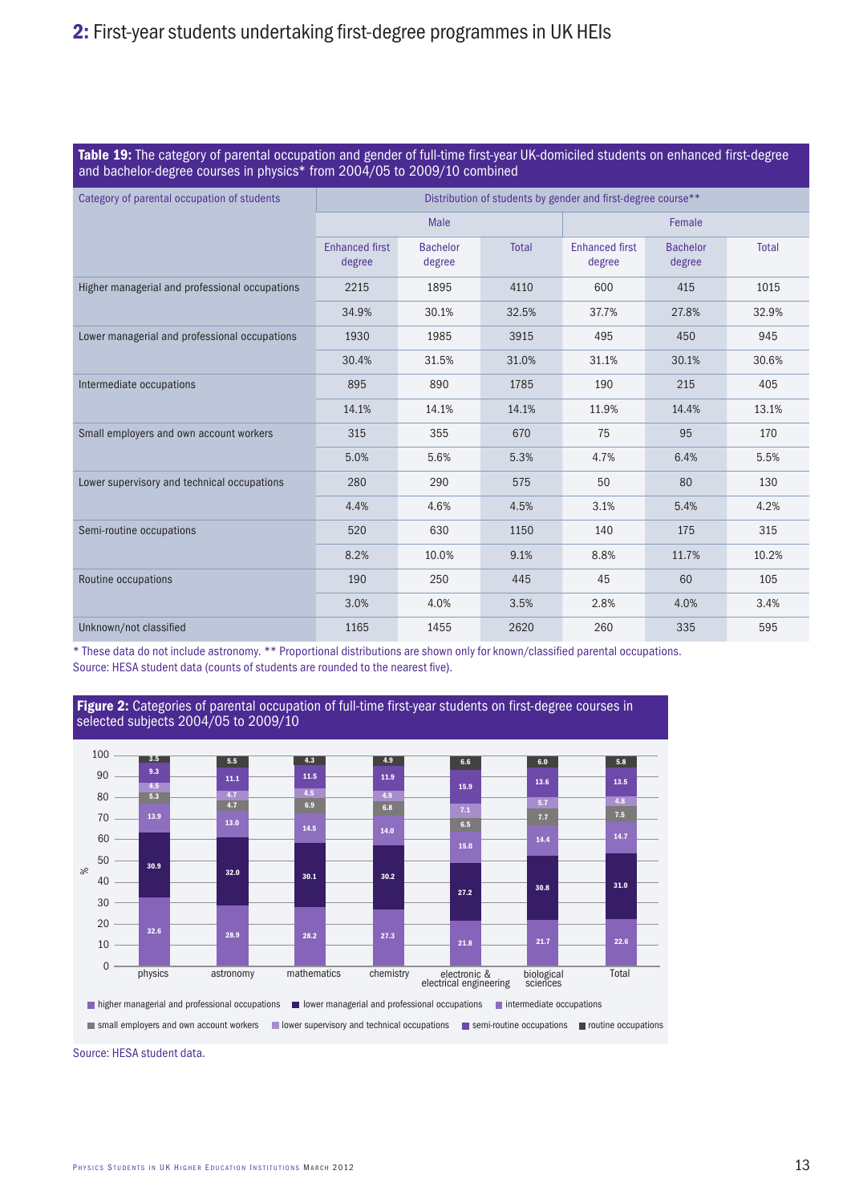# 2: First-year students undertaking first-degree programmes in UK HEIs

**Table 19:** The category of parental occupation and gender of full-time first-year UK-domiciled students on enhanced first-degree and bachelor-degree courses in physics* from 2004/05 to 2009/10 combined

| Category of parental occupation of students | Distribution of students by gender and first-degree course** | | | | | |
|---|---|---|---|---|---|---|
| | Male | | | Female | | |
| | Enhanced first degree | Bachelor degree | Total | Enhanced first degree | Bachelor degree | Total |
| Higher managerial and professional occupations | 2215 | 1895 | 4110 | 600 | 415 | 1015 |
| | 34.9% | 30.1% | 32.5% | 37.7% | 27.8% | 32.9% |
| Lower managerial and professional occupations | 1930 | 1985 | 3915 | 495 | 450 | 945 |
| | 30.4% | 31.5% | 31.0% | 31.1% | 30.1% | 30.6% |
| Intermediate occupations | 895 | 890 | 1785 | 190 | 215 | 405 |
| | 14.1% | 14.1% | 14.1% | 11.9% | 14.4% | 13.1% |
| Small employers and own account workers | 315 | 355 | 670 | 75 | 95 | 170 |
| | 5.0% | 5.6% | 5.3% | 4.7% | 6.4% | 5.5% |
| Lower supervisory and technical occupations | 280 | 290 | 575 | 50 | 80 | 130 |
| | 4.4% | 4.6% | 4.5% | 3.1% | 5.4% | 4.2% |
| Semi-routine occupations | 520 | 630 | 1150 | 140 | 175 | 315 |
| | 8.2% | 10.0% | 9.1% | 8.8% | 11.7% | 10.2% |
| Routine occupations | 190 | 250 | 445 | 45 | 60 | 105 |
| | 3.0% | 4.0% | 3.5% | 2.8% | 4.0% | 3.4% |
| Unknown/not classified | 1165 | 1455 | 2620 | 260 | 335 | 595 |

\* These data do not include astronomy. ** Proportional distributions are shown only for known/classified parental occupations.
Source: HESA student data (counts of students are rounded to the nearest five).

**Figure 2:** Categories of parental occupation of full-time first-year students on first-degree courses in selected subjects 2004/05 to 2009/10

| % | physics | astronomy | mathematics | chemistry | electronic & electrical engineering | biological sciences | Total |
|---|---|---|---|---|---|---|---|
| higher managerial and professional occupations | 32.6 | 28.9 | 28.2 | 27.3 | 21.8 | 21.7 | 22.6 |
| lower managerial and professional occupations | 30.9 | 32.0 | 30.1 | 30.2 | 27.2 | 30.8 | 31.0 |
| intermediate occupations | 13.9 | 13.0 | 14.5 | 14.0 | 15.0 | 14.4 | 14.7 |
| small employers and own account workers | 5.3 | 4.7 | 6.9 | 6.8 | 6.5 | 7.7 | 7.5 |
| lower supervisory and technical occupations | 4.5 | 4.7 | 4.5 | 4.9 | 7.1 | 5.7 | 4.8 |
| semi-routine occupations | 9.3 | 11.1 | 11.5 | 11.9 | 15.9 | 13.6 | 13.5 |
| routine occupations | 3.5 | 5.5 | 4.3 | 4.9 | 6.6 | 6.0 | 5.8 |

Source: HESA student data.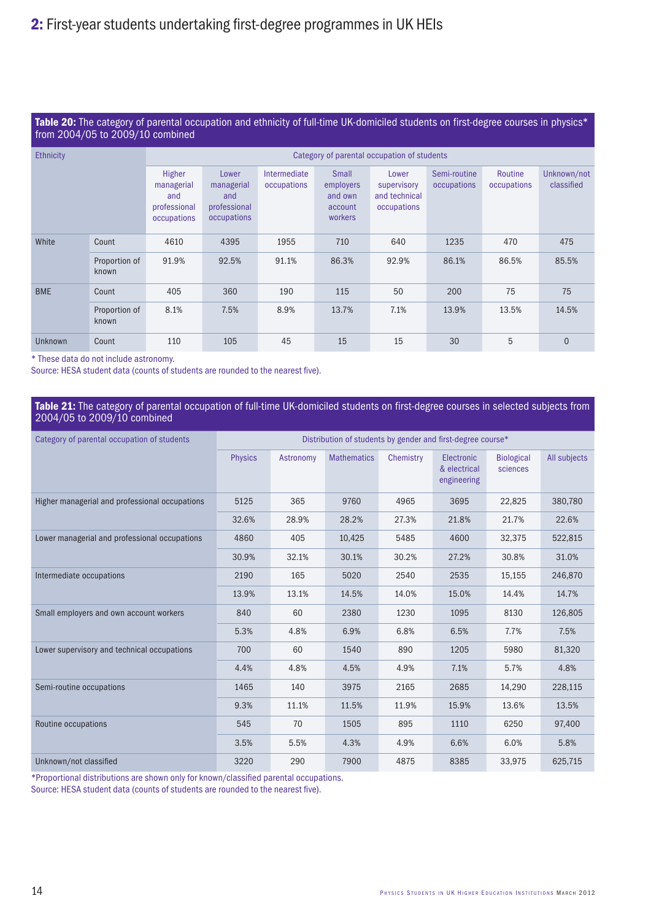## 2: First-year students undertaking first-degree programmes in UK HEIs

**Table 20:** The category of parental occupation and ethnicity of full-time UK-domiciled students on first-degree courses in physics* from 2004/05 to 2009/10 combined

| Ethnicity | | Category of parental occupation of students | | | | | | | |
|---|---|---|---|---|---|---|---|---|---|
| | | Higher managerial and professional occupations | Lower managerial and professional occupations | Intermediate occupations | Small employers and own account workers | Lower supervisory and technical occupations | Semi-routine occupations | Routine occupations | Unknown/not classified |
| White | Count | 4610 | 4395 | 1955 | 710 | 640 | 1235 | 470 | 475 |
| | Proportion of known | 91.9% | 92.5% | 91.1% | 86.3% | 92.9% | 86.1% | 86.5% | 85.5% |
| BME | Count | 405 | 360 | 190 | 115 | 50 | 200 | 75 | 75 |
| | Proportion of known | 8.1% | 7.5% | 8.9% | 13.7% | 7.1% | 13.9% | 13.5% | 14.5% |
| Unknown | Count | 110 | 105 | 45 | 15 | 15 | 30 | 5 | 0 |

* These data do not include astronomy.
Source: HESA student data (counts of students are rounded to the nearest five).

**Table 21:** The category of parental occupation of full-time UK-domiciled students on first-degree courses in selected subjects from 2004/05 to 2009/10 combined

| Category of parental occupation of students | Distribution of students by gender and first-degree course* | | | | | | |
|---|---|---|---|---|---|---|---|
| | Physics | Astronomy | Mathematics | Chemistry | Electronic & electrical engineering | Biological sciences | All subjects |
| Higher managerial and professional occupations | 5125 | 365 | 9760 | 4965 | 3695 | 22,825 | 380,780 |
| | 32.6% | 28.9% | 28.2% | 27.3% | 21.8% | 21.7% | 22.6% |
| Lower managerial and professional occupations | 4860 | 405 | 10,425 | 5485 | 4600 | 32,375 | 522,815 |
| | 30.9% | 32.1% | 30.1% | 30.2% | 27.2% | 30.8% | 31.0% |
| Intermediate occupations | 2190 | 165 | 5020 | 2540 | 2535 | 15,155 | 246,870 |
| | 13.9% | 13.1% | 14.5% | 14.0% | 15.0% | 14.4% | 14.7% |
| Small employers and own account workers | 840 | 60 | 2380 | 1230 | 1095 | 8130 | 126,805 |
| | 5.3% | 4.8% | 6.9% | 6.8% | 6.5% | 7.7% | 7.5% |
| Lower supervisory and technical occupations | 700 | 60 | 1540 | 890 | 1205 | 5980 | 81,320 |
| | 4.4% | 4.8% | 4.5% | 4.9% | 7.1% | 5.7% | 4.8% |
| Semi-routine occupations | 1465 | 140 | 3975 | 2165 | 2685 | 14,290 | 228,115 |
| | 9.3% | 11.1% | 11.5% | 11.9% | 15.9% | 13.6% | 13.5% |
| Routine occupations | 545 | 70 | 1505 | 895 | 1110 | 6250 | 97,400 |
| | 3.5% | 5.5% | 4.3% | 4.9% | 6.6% | 6.0% | 5.8% |
| Unknown/not classified | 3220 | 290 | 7900 | 4875 | 8385 | 33,975 | 625,715 |

*Proportional distributions are shown only for known/classified parental occupations.
Source: HESA student data (counts of students are rounded to the nearest five).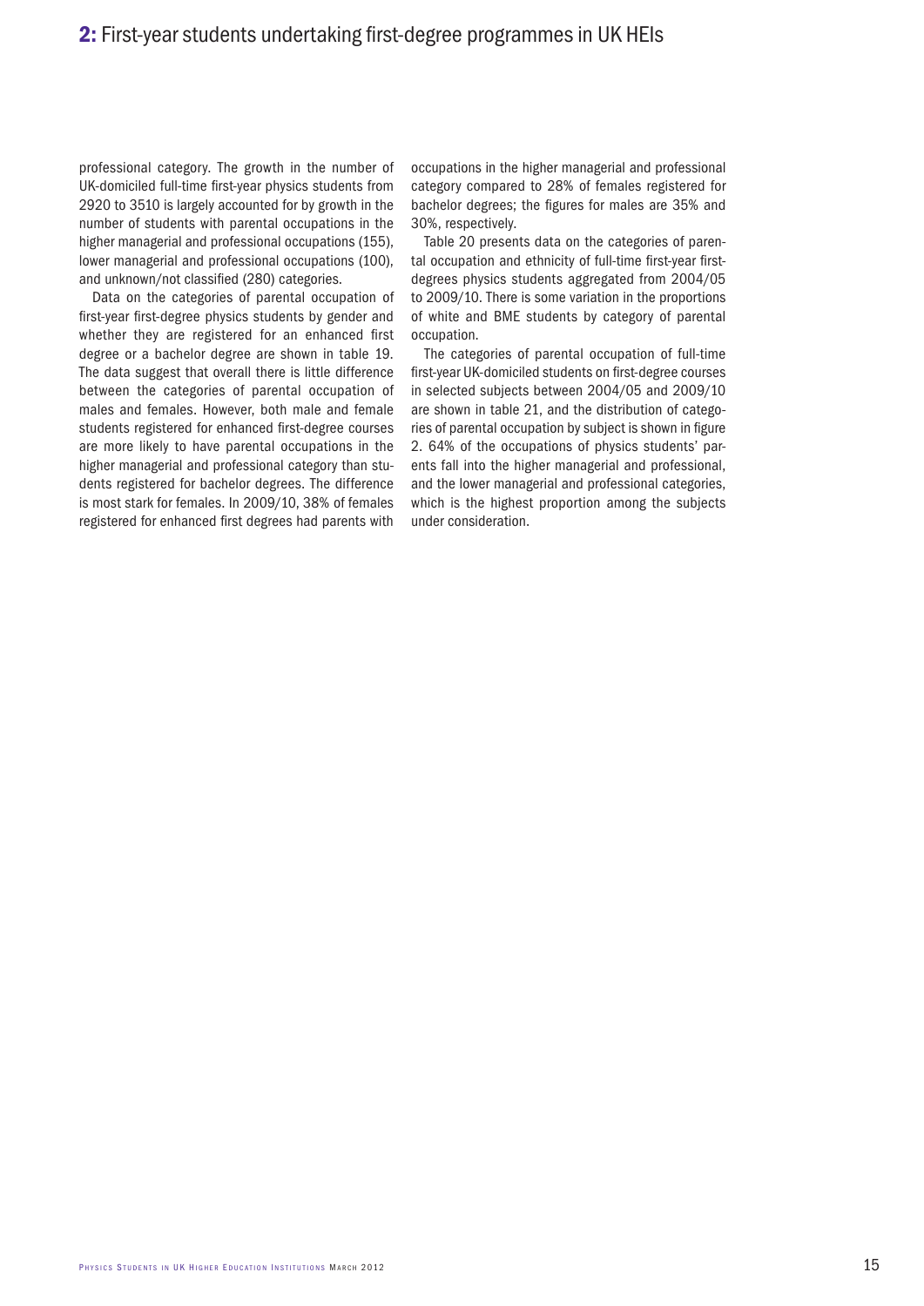professional category. The growth in the number of UK-domiciled full-time first-year physics students from 2920 to 3510 is largely accounted for by growth in the number of students with parental occupations in the higher managerial and professional occupations (155), lower managerial and professional occupations (100), and unknown/not classified (280) categories.

Data on the categories of parental occupation of first-year first-degree physics students by gender and whether they are registered for an enhanced first degree or a bachelor degree are shown in table 19. The data suggest that overall there is little difference between the categories of parental occupation of males and females. However, both male and female students registered for enhanced first-degree courses are more likely to have parental occupations in the higher managerial and professional category than students registered for bachelor degrees. The difference is most stark for females. In 2009/10, 38% of females registered for enhanced first degrees had parents with occupations in the higher managerial and professional category compared to 28% of females registered for bachelor degrees; the figures for males are 35% and 30%, respectively.

Table 20 presents data on the categories of parental occupation and ethnicity of full-time first-year first-degrees physics students aggregated from 2004/05 to 2009/10. There is some variation in the proportions of white and BME students by category of parental occupation.

The categories of parental occupation of full-time first-year UK-domiciled students on first-degree courses in selected subjects between 2004/05 and 2009/10 are shown in table 21, and the distribution of categories of parental occupation by subject is shown in figure 2. 64% of the occupations of physics students' parents fall into the higher managerial and professional, and the lower managerial and professional categories, which is the highest proportion among the subjects under consideration.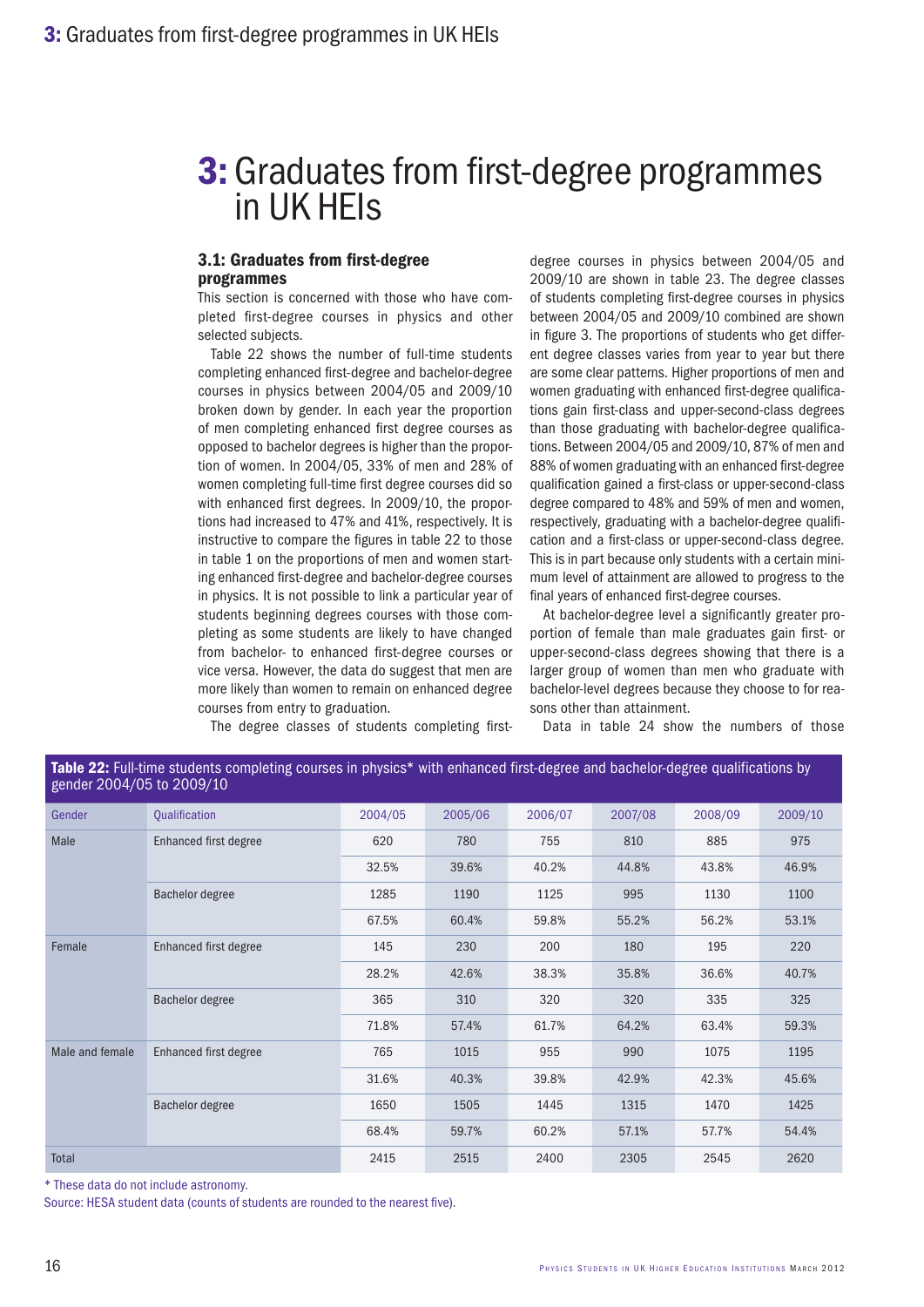# 3: Graduates from first-degree programmes in UK HEIs

### 3.1: Graduates from first-degree programmes

This section is concerned with those who have completed first-degree courses in physics and other selected subjects.

Table 22 shows the number of full-time students completing enhanced first-degree and bachelor-degree courses in physics between 2004/05 and 2009/10 broken down by gender. In each year the proportion of men completing enhanced first degree courses as opposed to bachelor degrees is higher than the proportion of women. In 2004/05, 33% of men and 28% of women completing full-time first degree courses did so with enhanced first degrees. In 2009/10, the proportions had increased to 47% and 41%, respectively. It is instructive to compare the figures in table 22 to those in table 1 on the proportions of men and women starting enhanced first-degree and bachelor-degree courses in physics. It is not possible to link a particular year of students beginning degrees courses with those completing as some students are likely to have changed from bachelor- to enhanced first-degree courses or vice versa. However, the data do suggest that men are more likely than women to remain on enhanced degree courses from entry to graduation.

The degree classes of students completing first-degree courses in physics between 2004/05 and 2009/10 are shown in table 23. The degree classes of students completing first-degree courses in physics between 2004/05 and 2009/10 combined are shown in figure 3. The proportions of students who get different degree classes varies from year to year but there are some clear patterns. Higher proportions of men and women graduating with enhanced first-degree qualifications gain first-class and upper-second-class degrees than those graduating with bachelor-degree qualifications. Between 2004/05 and 2009/10, 87% of men and 88% of women graduating with an enhanced first-degree qualification gained a first-class or upper-second-class degree compared to 48% and 59% of men and women, respectively, graduating with a bachelor-degree qualification and a first-class or upper-second-class degree. This is in part because only students with a certain minimum level of attainment are allowed to progress to the final years of enhanced first-degree courses.

At bachelor-degree level a significantly greater proportion of female than male graduates gain first- or upper-second-class degrees showing that there is a larger group of women than men who graduate with bachelor-level degrees because they choose to for reasons other than attainment.

Data in table 24 show the numbers of those

**Table 22:** Full-time students completing courses in physics* with enhanced first-degree and bachelor-degree qualifications by gender 2004/05 to 2009/10

| Gender | Qualification | 2004/05 | 2005/06 | 2006/07 | 2007/08 | 2008/09 | 2009/10 |
|---|---|---|---|---|---|---|---|
| Male | Enhanced first degree | 620 | 780 | 755 | 810 | 885 | 975 |
| | | 32.5% | 39.6% | 40.2% | 44.8% | 43.8% | 46.9% |
| | Bachelor degree | 1285 | 1190 | 1125 | 995 | 1130 | 1100 |
| | | 67.5% | 60.4% | 59.8% | 55.2% | 56.2% | 53.1% |
| Female | Enhanced first degree | 145 | 230 | 200 | 180 | 195 | 220 |
| | | 28.2% | 42.6% | 38.3% | 35.8% | 36.6% | 40.7% |
| | Bachelor degree | 365 | 310 | 320 | 320 | 335 | 325 |
| | | 71.8% | 57.4% | 61.7% | 64.2% | 63.4% | 59.3% |
| Male and female | Enhanced first degree | 765 | 1015 | 955 | 990 | 1075 | 1195 |
| | | 31.6% | 40.3% | 39.8% | 42.9% | 42.3% | 45.6% |
| | Bachelor degree | 1650 | 1505 | 1445 | 1315 | 1470 | 1425 |
| | | 68.4% | 59.7% | 60.2% | 57.1% | 57.7% | 54.4% |
| Total | | 2415 | 2515 | 2400 | 2305 | 2545 | 2620 |

* These data do not include astronomy.

Source: HESA student data (counts of students are rounded to the nearest five).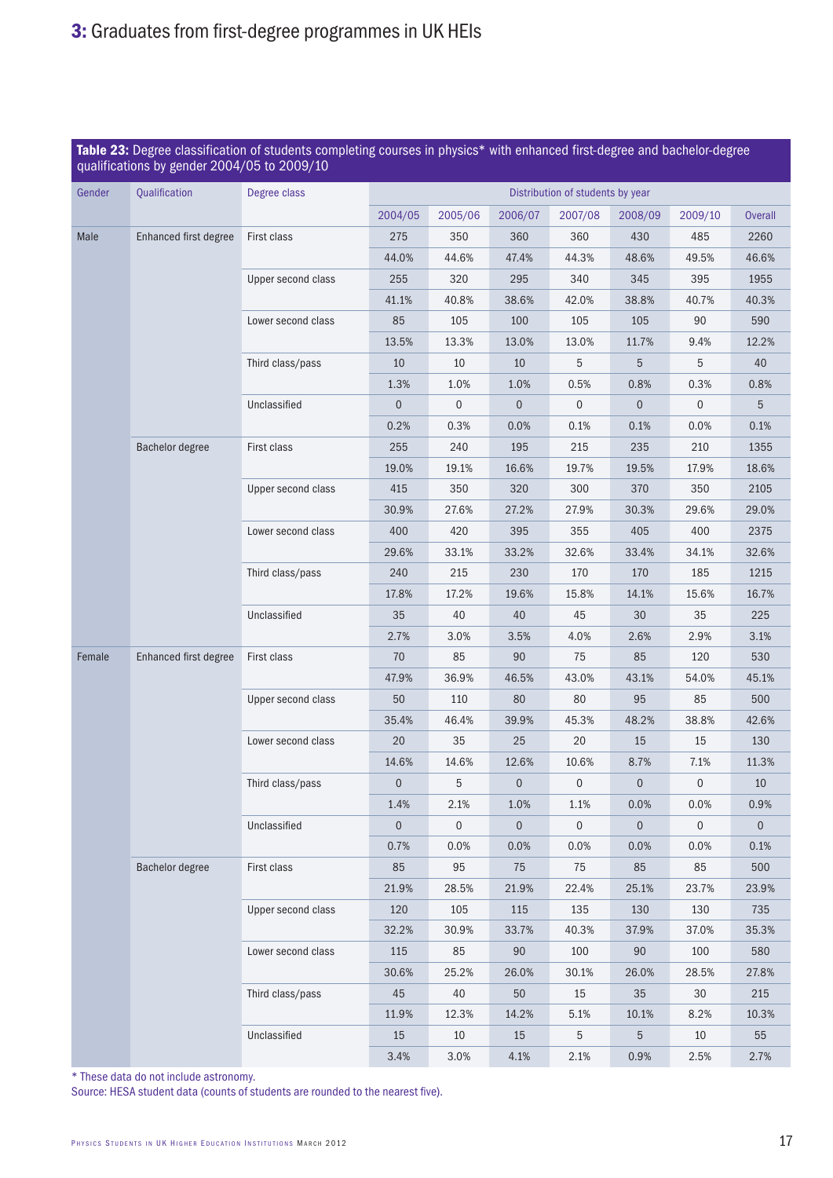## 3: Graduates from first-degree programmes in UK HEIs

**Table 23:** Degree classification of students completing courses in physics* with enhanced first-degree and bachelor-degree qualifications by gender 2004/05 to 2009/10

| Gender | Qualification | Degree class | Distribution of students by year | | | | | | |
|---|---|---|---|---|---|---|---|---|---|
| | | | 2004/05 | 2005/06 | 2006/07 | 2007/08 | 2008/09 | 2009/10 | Overall |
| Male | Enhanced first degree | First class | 275 | 350 | 360 | 360 | 430 | 485 | 2260 |
| | | | 44.0% | 44.6% | 47.4% | 44.3% | 48.6% | 49.5% | 46.6% |
| | | Upper second class | 255 | 320 | 295 | 340 | 345 | 395 | 1955 |
| | | | 41.1% | 40.8% | 38.6% | 42.0% | 38.8% | 40.7% | 40.3% |
| | | Lower second class | 85 | 105 | 100 | 105 | 105 | 90 | 590 |
| | | | 13.5% | 13.3% | 13.0% | 13.0% | 11.7% | 9.4% | 12.2% |
| | | Third class/pass | 10 | 10 | 10 | 5 | 5 | 5 | 40 |
| | | | 1.3% | 1.0% | 1.0% | 0.5% | 0.8% | 0.3% | 0.8% |
| | | Unclassified | 0 | 0 | 0 | 0 | 0 | 0 | 5 |
| | | | 0.2% | 0.3% | 0.0% | 0.1% | 0.1% | 0.0% | 0.1% |
| | Bachelor degree | First class | 255 | 240 | 195 | 215 | 235 | 210 | 1355 |
| | | | 19.0% | 19.1% | 16.6% | 19.7% | 19.5% | 17.9% | 18.6% |
| | | Upper second class | 415 | 350 | 320 | 300 | 370 | 350 | 2105 |
| | | | 30.9% | 27.6% | 27.2% | 27.9% | 30.3% | 29.6% | 29.0% |
| | | Lower second class | 400 | 420 | 395 | 355 | 405 | 400 | 2375 |
| | | | 29.6% | 33.1% | 33.2% | 32.6% | 33.4% | 34.1% | 32.6% |
| | | Third class/pass | 240 | 215 | 230 | 170 | 170 | 185 | 1215 |
| | | | 17.8% | 17.2% | 19.6% | 15.8% | 14.1% | 15.6% | 16.7% |
| | | Unclassified | 35 | 40 | 40 | 45 | 30 | 35 | 225 |
| | | | 2.7% | 3.0% | 3.5% | 4.0% | 2.6% | 2.9% | 3.1% |
| Female | Enhanced first degree | First class | 70 | 85 | 90 | 75 | 85 | 120 | 530 |
| | | | 47.9% | 36.9% | 46.5% | 43.0% | 43.1% | 54.0% | 45.1% |
| | | Upper second class | 50 | 110 | 80 | 80 | 95 | 85 | 500 |
| | | | 35.4% | 46.4% | 39.9% | 45.3% | 48.2% | 38.8% | 42.6% |
| | | Lower second class | 20 | 35 | 25 | 20 | 15 | 15 | 130 |
| | | | 14.6% | 14.6% | 12.6% | 10.6% | 8.7% | 7.1% | 11.3% |
| | | Third class/pass | 0 | 5 | 0 | 0 | 0 | 0 | 10 |
| | | | 1.4% | 2.1% | 1.0% | 1.1% | 0.0% | 0.0% | 0.9% |
| | | Unclassified | 0 | 0 | 0 | 0 | 0 | 0 | 0 |
| | | | 0.7% | 0.0% | 0.0% | 0.0% | 0.0% | 0.0% | 0.1% |
| | Bachelor degree | First class | 85 | 95 | 75 | 75 | 85 | 85 | 500 |
| | | | 21.9% | 28.5% | 21.9% | 22.4% | 25.1% | 23.7% | 23.9% |
| | | Upper second class | 120 | 105 | 115 | 135 | 130 | 130 | 735 |
| | | | 32.2% | 30.9% | 33.7% | 40.3% | 37.9% | 37.0% | 35.3% |
| | | Lower second class | 115 | 85 | 90 | 100 | 90 | 100 | 580 |
| | | | 30.6% | 25.2% | 26.0% | 30.1% | 26.0% | 28.5% | 27.8% |
| | | Third class/pass | 45 | 40 | 50 | 15 | 35 | 30 | 215 |
| | | | 11.9% | 12.3% | 14.2% | 5.1% | 10.1% | 8.2% | 10.3% |
| | | Unclassified | 15 | 10 | 15 | 5 | 5 | 10 | 55 |
| | | | 3.4% | 3.0% | 4.1% | 2.1% | 0.9% | 2.5% | 2.7% |

* These data do not include astronomy.
Source: HESA student data (counts of students are rounded to the nearest five).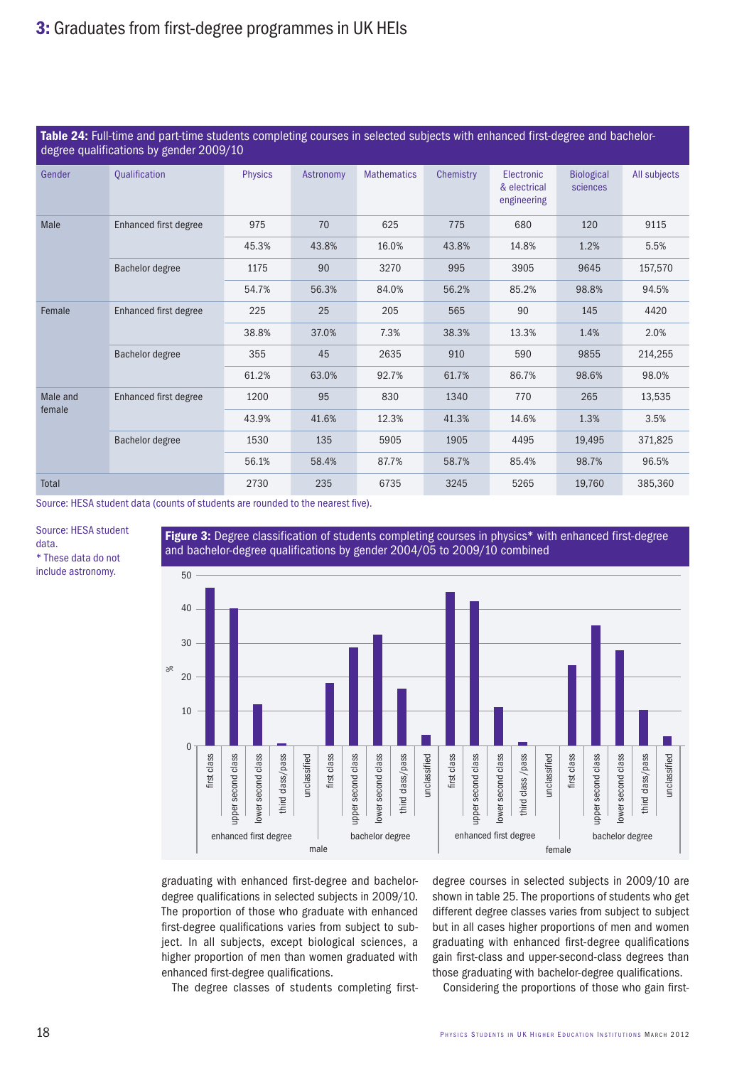## 3: Graduates from first-degree programmes in UK HEIs

**Table 24:** Full-time and part-time students completing courses in selected subjects with enhanced first-degree and bachelor-degree qualifications by gender 2009/10

| Gender | Qualification | Physics | Astronomy | Mathematics | Chemistry | Electronic & electrical engineering | Biological sciences | All subjects |
|---|---|---|---|---|---|---|---|---|
| Male | Enhanced first degree | 975 | 70 | 625 | 775 | 680 | 120 | 9115 |
| | | 45.3% | 43.8% | 16.0% | 43.8% | 14.8% | 1.2% | 5.5% |
| | Bachelor degree | 1175 | 90 | 3270 | 995 | 3905 | 9645 | 157,570 |
| | | 54.7% | 56.3% | 84.0% | 56.2% | 85.2% | 98.8% | 94.5% |
| Female | Enhanced first degree | 225 | 25 | 205 | 565 | 90 | 145 | 4420 |
| | | 38.8% | 37.0% | 7.3% | 38.3% | 13.3% | 1.4% | 2.0% |
| | Bachelor degree | 355 | 45 | 2635 | 910 | 590 | 9855 | 214,255 |
| | | 61.2% | 63.0% | 92.7% | 61.7% | 86.7% | 98.6% | 98.0% |
| Male and female | Enhanced first degree | 1200 | 95 | 830 | 1340 | 770 | 265 | 13,535 |
| | | 43.9% | 41.6% | 12.3% | 41.3% | 14.6% | 1.3% | 3.5% |
| | Bachelor degree | 1530 | 135 | 5905 | 1905 | 4495 | 19,495 | 371,825 |
| | | 56.1% | 58.4% | 87.7% | 58.7% | 85.4% | 98.7% | 96.5% |
| Total | | 2730 | 235 | 6735 | 3245 | 5265 | 19,760 | 385,360 |

Source: HESA student data (counts of students are rounded to the nearest five).

Source: HESA student data.
* These data do not include astronomy.

**Figure 3:** Degree classification of students completing courses in physics* with enhanced first-degree and bachelor-degree qualifications by gender 2004/05 to 2009/10 combined

graduating with enhanced first-degree and bachelor-degree qualifications in selected subjects in 2009/10. The proportion of those who graduate with enhanced first-degree qualifications varies from subject to subject. In all subjects, except biological sciences, a higher proportion of men than women graduated with enhanced first-degree qualifications.

The degree classes of students completing first-degree courses in selected subjects in 2009/10 are shown in table 25. The proportions of students who get different degree classes varies from subject to subject but in all cases higher proportions of men and women graduating with enhanced first-degree qualifications gain first-class and upper-second-class degrees than those graduating with bachelor-degree qualifications.

Considering the proportions of those who gain first-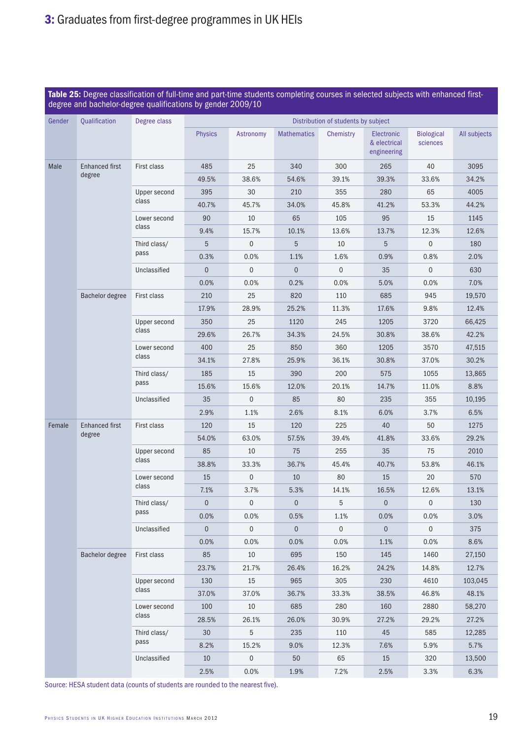# 3: Graduates from first-degree programmes in UK HEIs

**Table 25:** Degree classification of full-time and part-time students completing courses in selected subjects with enhanced first-degree and bachelor-degree qualifications by gender 2009/10

| Gender | Qualification | Degree class | Distribution of students by subject | | | | | | |
|---|---|---|---|---|---|---|---|---|---|
| | | | Physics | Astronomy | Mathematics | Chemistry | Electronic & electrical engineering | Biological sciences | All subjects |
| Male | Enhanced first degree | First class | 485 | 25 | 340 | 300 | 265 | 40 | 3095 |
| | | | 49.5% | 38.6% | 54.6% | 39.1% | 39.3% | 33.6% | 34.2% |
| | | Upper second class | 395 | 30 | 210 | 355 | 280 | 65 | 4005 |
| | | | 40.7% | 45.7% | 34.0% | 45.8% | 41.2% | 53.3% | 44.2% |
| | | Lower second class | 90 | 10 | 65 | 105 | 95 | 15 | 1145 |
| | | | 9.4% | 15.7% | 10.1% | 13.6% | 13.7% | 12.3% | 12.6% |
| | | Third class/ pass | 5 | 0 | 5 | 10 | 5 | 0 | 180 |
| | | | 0.3% | 0.0% | 1.1% | 1.6% | 0.9% | 0.8% | 2.0% |
| | | Unclassified | 0 | 0 | 0 | 0 | 35 | 0 | 630 |
| | | | 0.0% | 0.0% | 0.2% | 0.0% | 5.0% | 0.0% | 7.0% |
| | Bachelor degree | First class | 210 | 25 | 820 | 110 | 685 | 945 | 19,570 |
| | | | 17.9% | 28.9% | 25.2% | 11.3% | 17.6% | 9.8% | 12.4% |
| | | Upper second class | 350 | 25 | 1120 | 245 | 1205 | 3720 | 66,425 |
| | | | 29.6% | 26.7% | 34.3% | 24.5% | 30.8% | 38.6% | 42.2% |
| | | Lower second class | 400 | 25 | 850 | 360 | 1205 | 3570 | 47,515 |
| | | | 34.1% | 27.8% | 25.9% | 36.1% | 30.8% | 37.0% | 30.2% |
| | | Third class/ pass | 185 | 15 | 390 | 200 | 575 | 1055 | 13,865 |
| | | | 15.6% | 15.6% | 12.0% | 20.1% | 14.7% | 11.0% | 8.8% |
| | | Unclassified | 35 | 0 | 85 | 80 | 235 | 355 | 10,195 |
| | | | 2.9% | 1.1% | 2.6% | 8.1% | 6.0% | 3.7% | 6.5% |
| Female | Enhanced first degree | First class | 120 | 15 | 120 | 225 | 40 | 50 | 1275 |
| | | | 54.0% | 63.0% | 57.5% | 39.4% | 41.8% | 33.6% | 29.2% |
| | | Upper second class | 85 | 10 | 75 | 255 | 35 | 75 | 2010 |
| | | | 38.8% | 33.3% | 36.7% | 45.4% | 40.7% | 53.8% | 46.1% |
| | | Lower second class | 15 | 0 | 10 | 80 | 15 | 20 | 570 |
| | | | 7.1% | 3.7% | 5.3% | 14.1% | 16.5% | 12.6% | 13.1% |
| | | Third class/ pass | 0 | 0 | 0 | 5 | 0 | 0 | 130 |
| | | | 0.0% | 0.0% | 0.5% | 1.1% | 0.0% | 0.0% | 3.0% |
| | | Unclassified | 0 | 0 | 0 | 0 | 0 | 0 | 375 |
| | | | 0.0% | 0.0% | 0.0% | 0.0% | 1.1% | 0.0% | 8.6% |
| | Bachelor degree | First class | 85 | 10 | 695 | 150 | 145 | 1460 | 27,150 |
| | | | 23.7% | 21.7% | 26.4% | 16.2% | 24.2% | 14.8% | 12.7% |
| | | Upper second class | 130 | 15 | 965 | 305 | 230 | 4610 | 103,045 |
| | | | 37.0% | 37.0% | 36.7% | 33.3% | 38.5% | 46.8% | 48.1% |
| | | Lower second class | 100 | 10 | 685 | 280 | 160 | 2880 | 58,270 |
| | | | 28.5% | 26.1% | 26.0% | 30.9% | 27.2% | 29.2% | 27.2% |
| | | Third class/ pass | 30 | 5 | 235 | 110 | 45 | 585 | 12,285 |
| | | | 8.2% | 15.2% | 9.0% | 12.3% | 7.6% | 5.9% | 5.7% |
| | | Unclassified | 10 | 0 | 50 | 65 | 15 | 320 | 13,500 |
| | | | 2.5% | 0.0% | 1.9% | 7.2% | 2.5% | 3.3% | 6.3% |

Source: HESA student data (counts of students are rounded to the nearest five).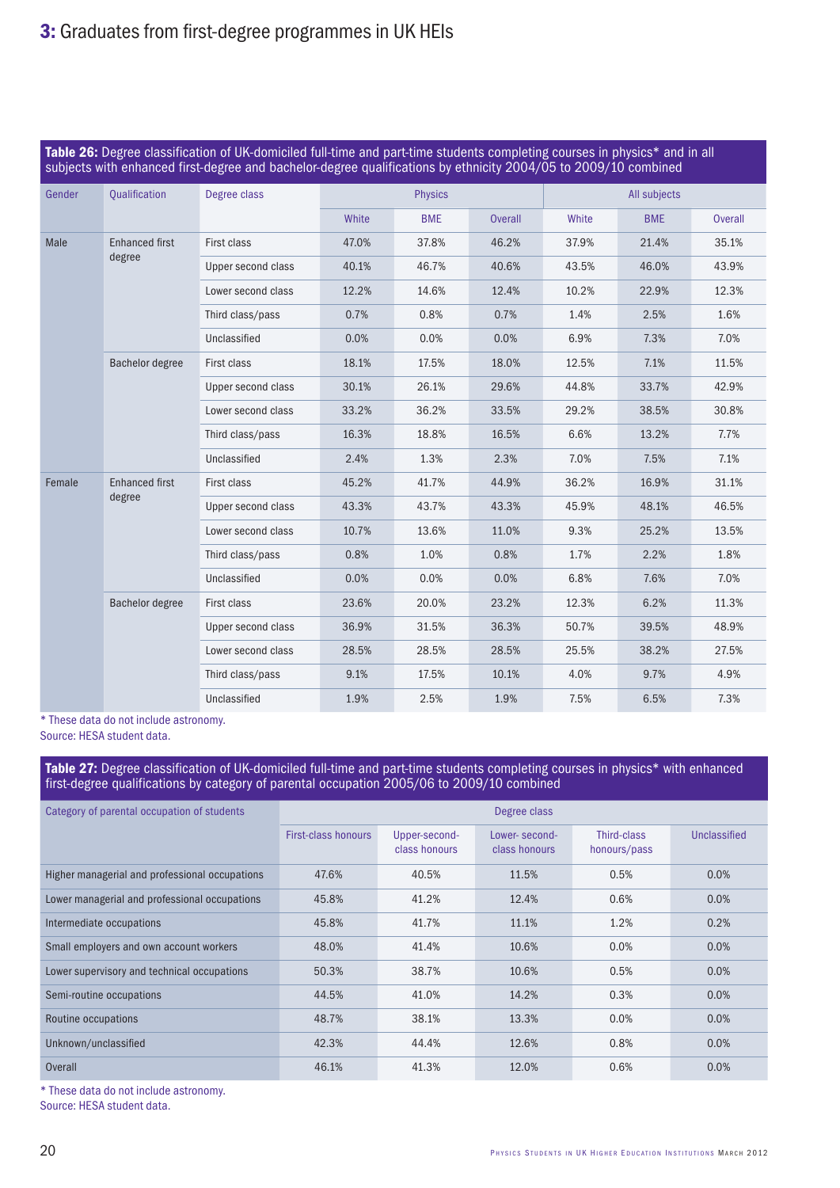# 3: Graduates from first-degree programmes in UK HEIs

**Table 26:** Degree classification of UK-domiciled full-time and part-time students completing courses in physics* and in all subjects with enhanced first-degree and bachelor-degree qualifications by ethnicity 2004/05 to 2009/10 combined

| Gender | Qualification | Degree class | Physics | | | All subjects | | |
|---|---|---|---|---|---|---|---|---|
| | | | White | BME | Overall | White | BME | Overall |
| Male | Enhanced first degree | First class | 47.0% | 37.8% | 46.2% | 37.9% | 21.4% | 35.1% |
| | | Upper second class | 40.1% | 46.7% | 40.6% | 43.5% | 46.0% | 43.9% |
| | | Lower second class | 12.2% | 14.6% | 12.4% | 10.2% | 22.9% | 12.3% |
| | | Third class/pass | 0.7% | 0.8% | 0.7% | 1.4% | 2.5% | 1.6% |
| | | Unclassified | 0.0% | 0.0% | 0.0% | 6.9% | 7.3% | 7.0% |
| | Bachelor degree | First class | 18.1% | 17.5% | 18.0% | 12.5% | 7.1% | 11.5% |
| | | Upper second class | 30.1% | 26.1% | 29.6% | 44.8% | 33.7% | 42.9% |
| | | Lower second class | 33.2% | 36.2% | 33.5% | 29.2% | 38.5% | 30.8% |
| | | Third class/pass | 16.3% | 18.8% | 16.5% | 6.6% | 13.2% | 7.7% |
| | | Unclassified | 2.4% | 1.3% | 2.3% | 7.0% | 7.5% | 7.1% |
| Female | Enhanced first degree | First class | 45.2% | 41.7% | 44.9% | 36.2% | 16.9% | 31.1% |
| | | Upper second class | 43.3% | 43.7% | 43.3% | 45.9% | 48.1% | 46.5% |
| | | Lower second class | 10.7% | 13.6% | 11.0% | 9.3% | 25.2% | 13.5% |
| | | Third class/pass | 0.8% | 1.0% | 0.8% | 1.7% | 2.2% | 1.8% |
| | | Unclassified | 0.0% | 0.0% | 0.0% | 6.8% | 7.6% | 7.0% |
| | Bachelor degree | First class | 23.6% | 20.0% | 23.2% | 12.3% | 6.2% | 11.3% |
| | | Upper second class | 36.9% | 31.5% | 36.3% | 50.7% | 39.5% | 48.9% |
| | | Lower second class | 28.5% | 28.5% | 28.5% | 25.5% | 38.2% | 27.5% |
| | | Third class/pass | 9.1% | 17.5% | 10.1% | 4.0% | 9.7% | 4.9% |
| | | Unclassified | 1.9% | 2.5% | 1.9% | 7.5% | 6.5% | 7.3% |

\* These data do not include astronomy.
Source: HESA student data.

**Table 27:** Degree classification of UK-domiciled full-time and part-time students completing courses in physics* with enhanced first-degree qualifications by category of parental occupation 2005/06 to 2009/10 combined

| Category of parental occupation of students | Degree class | | | | |
|---|---|---|---|---|---|
| | First-class honours | Upper-second-class honours | Lower- second-class honours | Third-class honours/pass | Unclassified |
| Higher managerial and professional occupations | 47.6% | 40.5% | 11.5% | 0.5% | 0.0% |
| Lower managerial and professional occupations | 45.8% | 41.2% | 12.4% | 0.6% | 0.0% |
| Intermediate occupations | 45.8% | 41.7% | 11.1% | 1.2% | 0.2% |
| Small employers and own account workers | 48.0% | 41.4% | 10.6% | 0.0% | 0.0% |
| Lower supervisory and technical occupations | 50.3% | 38.7% | 10.6% | 0.5% | 0.0% |
| Semi-routine occupations | 44.5% | 41.0% | 14.2% | 0.3% | 0.0% |
| Routine occupations | 48.7% | 38.1% | 13.3% | 0.0% | 0.0% |
| Unknown/unclassified | 42.3% | 44.4% | 12.6% | 0.8% | 0.0% |
| Overall | 46.1% | 41.3% | 12.0% | 0.6% | 0.0% |

\* These data do not include astronomy.
Source: HESA student data.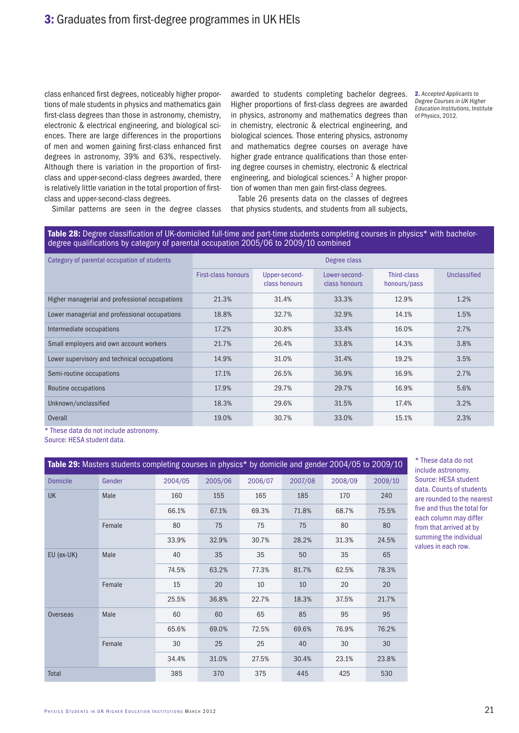class enhanced first degrees, noticeably higher proportions of male students in physics and mathematics gain first-class degrees than those in astronomy, chemistry, electronic & electrical engineering, and biological sciences. There are large differences in the proportions of men and women gaining first-class enhanced first degrees in astronomy, 39% and 63%, respectively. Although there is variation in the proportion of first-class and upper-second-class degrees awarded, there is relatively little variation in the total proportion of first-class and upper-second-class degrees.

Similar patterns are seen in the degree classes awarded to students completing bachelor degrees. Higher proportions of first-class degrees are awarded in physics, astronomy and mathematics degrees than in chemistry, electronic & electrical engineering, and biological sciences. Those entering physics, astronomy and mathematics degree courses on average have higher grade entrance qualifications than those entering degree courses in chemistry, electronic & electrical engineering, and biological sciences.[2] A higher proportion of women than men gain first-class degrees.

Table 26 presents data on the classes of degrees that physics students, and students from all subjects,

**2.** *Accepted Applicants to Degree Courses in UK Higher Education Institutions*, Institute of Physics, 2012.

**Table 28:** Degree classification of UK-domiciled full-time and part-time students completing courses in physics* with bachelor-degree qualifications by category of parental occupation 2005/06 to 2009/10 combined

| Category of parental occupation of students | Degree class | | | | |
|---|---|---|---|---|---|
| | First-class honours | Upper-second-class honours | Lower-second-class honours | Third-class honours/pass | Unclassified |
| Higher managerial and professional occupations | 21.3% | 31.4% | 33.3% | 12.9% | 1.2% |
| Lower managerial and professional occupations | 18.8% | 32.7% | 32.9% | 14.1% | 1.5% |
| Intermediate occupations | 17.2% | 30.8% | 33.4% | 16.0% | 2.7% |
| Small employers and own account workers | 21.7% | 26.4% | 33.8% | 14.3% | 3.8% |
| Lower supervisory and technical occupations | 14.9% | 31.0% | 31.4% | 19.2% | 3.5% |
| Semi-routine occupations | 17.1% | 26.5% | 36.9% | 16.9% | 2.7% |
| Routine occupations | 17.9% | 29.7% | 29.7% | 16.9% | 5.6% |
| Unknown/unclassified | 18.3% | 29.6% | 31.5% | 17.4% | 3.2% |
| Overall | 19.0% | 30.7% | 33.0% | 15.1% | 2.3% |

\* These data do not include astronomy.
Source: HESA student data.

**Table 29:** Masters students completing courses in physics* by domicile and gender 2004/05 to 2009/10

| Domicile | Gender | 2004/05 | 2005/06 | 2006/07 | 2007/08 | 2008/09 | 2009/10 |
|---|---|---|---|---|---|---|---|
| UK | Male | 160 | 155 | 165 | 185 | 170 | 240 |
| | | 66.1% | 67.1% | 69.3% | 71.8% | 68.7% | 75.5% |
| | Female | 80 | 75 | 75 | 75 | 80 | 80 |
| | | 33.9% | 32.9% | 30.7% | 28.2% | 31.3% | 24.5% |
| EU (ex-UK) | Male | 40 | 35 | 35 | 50 | 35 | 65 |
| | | 74.5% | 63.2% | 77.3% | 81.7% | 62.5% | 78.3% |
| | Female | 15 | 20 | 10 | 10 | 20 | 20 |
| | | 25.5% | 36.8% | 22.7% | 18.3% | 37.5% | 21.7% |
| Overseas | Male | 60 | 60 | 65 | 85 | 95 | 95 |
| | | 65.6% | 69.0% | 72.5% | 69.6% | 76.9% | 76.2% |
| | Female | 30 | 25 | 25 | 40 | 30 | 30 |
| | | 34.4% | 31.0% | 27.5% | 30.4% | 23.1% | 23.8% |
| Total | | 385 | 370 | 375 | 445 | 425 | 530 |

\* These data do not include astronomy.
Source: HESA student data. Counts of students are rounded to the nearest five and thus the total for each column may differ from that arrived at by summing the individual values in each row.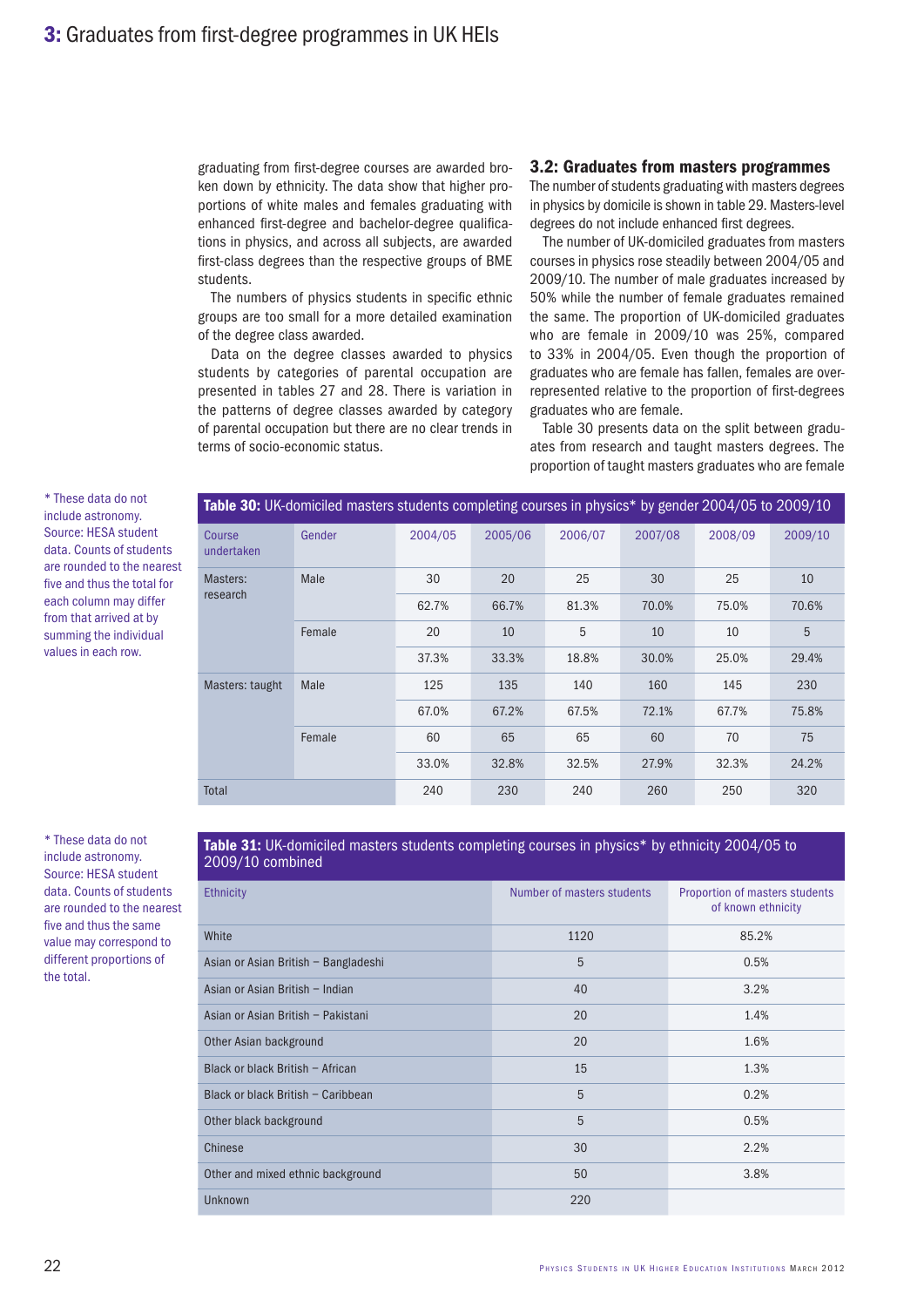graduating from first-degree courses are awarded broken down by ethnicity. The data show that higher proportions of white males and females graduating with enhanced first-degree and bachelor-degree qualifications in physics, and across all subjects, are awarded first-class degrees than the respective groups of BME students.

The numbers of physics students in specific ethnic groups are too small for a more detailed examination of the degree class awarded.

Data on the degree classes awarded to physics students by categories of parental occupation are presented in tables 27 and 28. There is variation in the patterns of degree classes awarded by category of parental occupation but there are no clear trends in terms of socio-economic status.

### 3.2: Graduates from masters programmes

The number of students graduating with masters degrees in physics by domicile is shown in table 29. Masters-level degrees do not include enhanced first degrees.

The number of UK-domiciled graduates from masters courses in physics rose steadily between 2004/05 and 2009/10. The number of male graduates increased by 50% while the number of female graduates remained the same. The proportion of UK-domiciled graduates who are female in 2009/10 was 25%, compared to 33% in 2004/05. Even though the proportion of graduates who are female has fallen, females are over-represented relative to the proportion of first-degrees graduates who are female.

Table 30 presents data on the split between graduates from research and taught masters degrees. The proportion of taught masters graduates who are female

**Table 30:** UK-domiciled masters students completing courses in physics* by gender 2004/05 to 2009/10

| Course undertaken | Gender | 2004/05 | 2005/06 | 2006/07 | 2007/08 | 2008/09 | 2009/10 |
|---|---|---|---|---|---|---|---|
| Masters: research | Male | 30 | 20 | 25 | 30 | 25 | 10 |
| | | 62.7% | 66.7% | 81.3% | 70.0% | 75.0% | 70.6% |
| | Female | 20 | 10 | 5 | 10 | 10 | 5 |
| | | 37.3% | 33.3% | 18.8% | 30.0% | 25.0% | 29.4% |
| Masters: taught | Male | 125 | 135 | 140 | 160 | 145 | 230 |
| | | 67.0% | 67.2% | 67.5% | 72.1% | 67.7% | 75.8% |
| | Female | 60 | 65 | 65 | 60 | 70 | 75 |
| | | 33.0% | 32.8% | 32.5% | 27.9% | 32.3% | 24.2% |
| Total | | 240 | 230 | 240 | 260 | 250 | 320 |

\* These data do not include astronomy. Source: HESA student data. Counts of students are rounded to the nearest five and thus the total for each column may differ from that arrived at by summing the individual values in each row.

**Table 31:** UK-domiciled masters students completing courses in physics* by ethnicity 2004/05 to 2009/10 combined

| Ethnicity | Number of masters students | Proportion of masters students of known ethnicity |
|---|---|---|
| White | 1120 | 85.2% |
| Asian or Asian British – Bangladeshi | 5 | 0.5% |
| Asian or Asian British – Indian | 40 | 3.2% |
| Asian or Asian British – Pakistani | 20 | 1.4% |
| Other Asian background | 20 | 1.6% |
| Black or black British – African | 15 | 1.3% |
| Black or black British – Caribbean | 5 | 0.2% |
| Other black background | 5 | 0.5% |
| Chinese | 30 | 2.2% |
| Other and mixed ethnic background | 50 | 3.8% |
| Unknown | 220 | |

\* These data do not include astronomy. Source: HESA student data. Counts of students are rounded to the nearest five and thus the same value may correspond to different proportions of the total.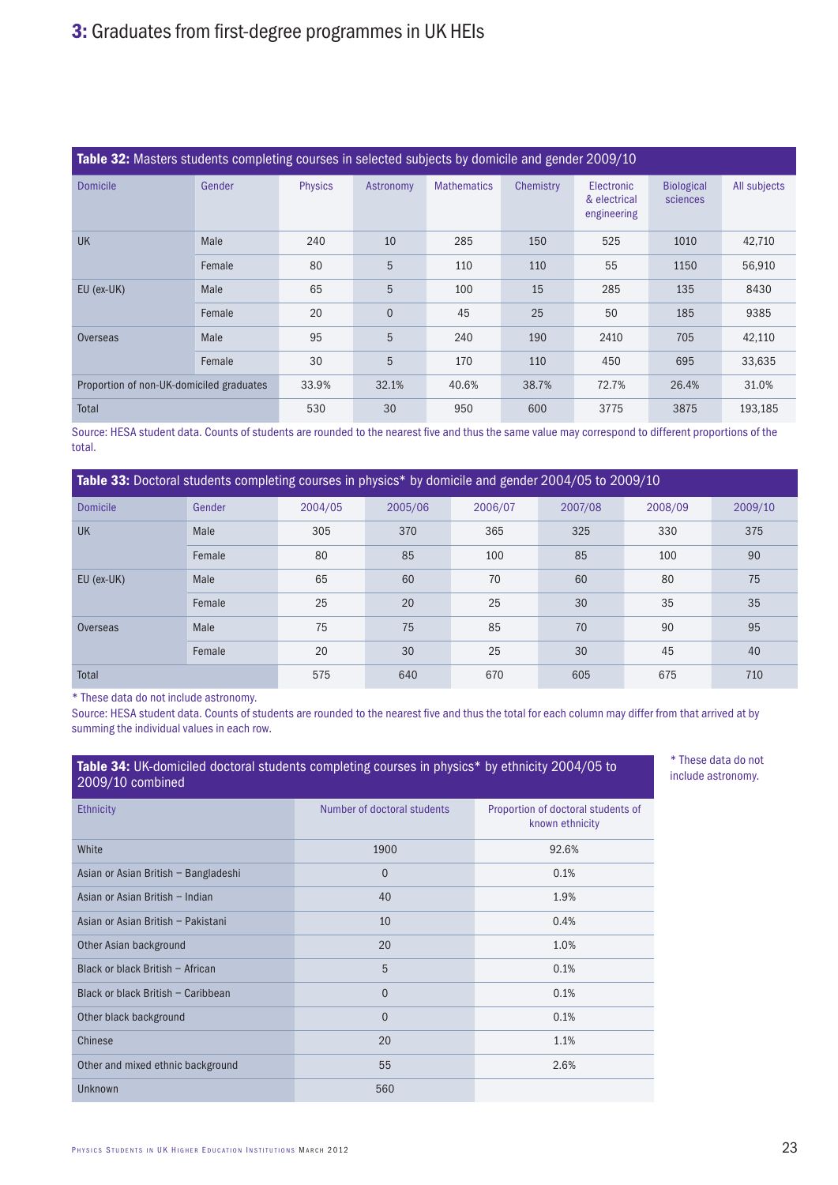# 3: Graduates from first-degree programmes in UK HEIs

**Table 32:** Masters students completing courses in selected subjects by domicile and gender 2009/10

| Domicile | Gender | Physics | Astronomy | Mathematics | Chemistry | Electronic & electrical engineering | Biological sciences | All subjects |
|---|---|---|---|---|---|---|---|---|
| UK | Male | 240 | 10 | 285 | 150 | 525 | 1010 | 42,710 |
| | Female | 80 | 5 | 110 | 110 | 55 | 1150 | 56,910 |
| EU (ex-UK) | Male | 65 | 5 | 100 | 15 | 285 | 135 | 8430 |
| | Female | 20 | 0 | 45 | 25 | 50 | 185 | 9385 |
| Overseas | Male | 95 | 5 | 240 | 190 | 2410 | 705 | 42,110 |
| | Female | 30 | 5 | 170 | 110 | 450 | 695 | 33,635 |
| Proportion of non-UK-domiciled graduates | | 33.9% | 32.1% | 40.6% | 38.7% | 72.7% | 26.4% | 31.0% |
| Total | | 530 | 30 | 950 | 600 | 3775 | 3875 | 193,185 |

Source: HESA student data. Counts of students are rounded to the nearest five and thus the same value may correspond to different proportions of the total.

**Table 33:** Doctoral students completing courses in physics* by domicile and gender 2004/05 to 2009/10

| Domicile | Gender | 2004/05 | 2005/06 | 2006/07 | 2007/08 | 2008/09 | 2009/10 |
|---|---|---|---|---|---|---|---|
| UK | Male | 305 | 370 | 365 | 325 | 330 | 375 |
| | Female | 80 | 85 | 100 | 85 | 100 | 90 |
| EU (ex-UK) | Male | 65 | 60 | 70 | 60 | 80 | 75 |
| | Female | 25 | 20 | 25 | 30 | 35 | 35 |
| Overseas | Male | 75 | 75 | 85 | 70 | 90 | 95 |
| | Female | 20 | 30 | 25 | 30 | 45 | 40 |
| Total | | 575 | 640 | 670 | 605 | 675 | 710 |

* These data do not include astronomy.

Source: HESA student data. Counts of students are rounded to the nearest five and thus the total for each column may differ from that arrived at by summing the individual values in each row.

**Table 34:** UK-domiciled doctoral students completing courses in physics* by ethnicity 2004/05 to 2009/10 combined

| Ethnicity | Number of doctoral students | Proportion of doctoral students of known ethnicity |
|---|---|---|
| White | 1900 | 92.6% |
| Asian or Asian British – Bangladeshi | 0 | 0.1% |
| Asian or Asian British – Indian | 40 | 1.9% |
| Asian or Asian British – Pakistani | 10 | 0.4% |
| Other Asian background | 20 | 1.0% |
| Black or black British – African | 5 | 0.1% |
| Black or black British – Caribbean | 0 | 0.1% |
| Other black background | 0 | 0.1% |
| Chinese | 20 | 1.1% |
| Other and mixed ethnic background | 55 | 2.6% |
| Unknown | 560 | |

* These data do not include astronomy.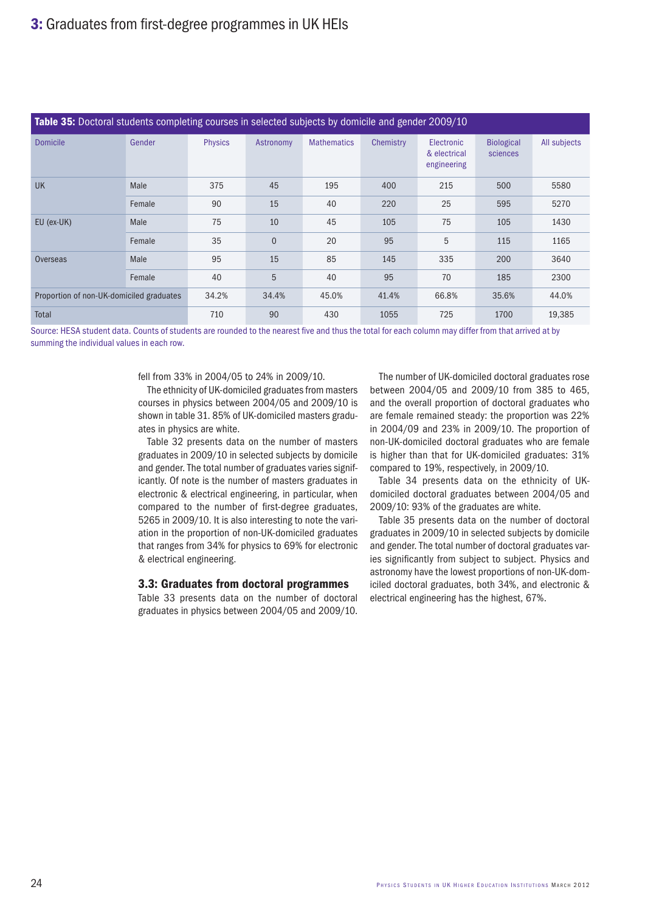## 3: Graduates from first-degree programmes in UK HEIs

**Table 35:** Doctoral students completing courses in selected subjects by domicile and gender 2009/10

| Domicile | Gender | Physics | Astronomy | Mathematics | Chemistry | Electronic & electrical engineering | Biological sciences | All subjects |
|---|---|---|---|---|---|---|---|---|
| UK | Male | 375 | 45 | 195 | 400 | 215 | 500 | 5580 |
| | Female | 90 | 15 | 40 | 220 | 25 | 595 | 5270 |
| EU (ex-UK) | Male | 75 | 10 | 45 | 105 | 75 | 105 | 1430 |
| | Female | 35 | 0 | 20 | 95 | 5 | 115 | 1165 |
| Overseas | Male | 95 | 15 | 85 | 145 | 335 | 200 | 3640 |
| | Female | 40 | 5 | 40 | 95 | 70 | 185 | 2300 |
| Proportion of non-UK-domiciled graduates | | 34.2% | 34.4% | 45.0% | 41.4% | 66.8% | 35.6% | 44.0% |
| Total | | 710 | 90 | 430 | 1055 | 725 | 1700 | 19,385 |

Source: HESA student data. Counts of students are rounded to the nearest five and thus the total for each column may differ from that arrived at by summing the individual values in each row.

fell from 33% in 2004/05 to 24% in 2009/10.

The ethnicity of UK-domiciled graduates from masters courses in physics between 2004/05 and 2009/10 is shown in table 31. 85% of UK-domiciled masters graduates in physics are white.

Table 32 presents data on the number of masters graduates in 2009/10 in selected subjects by domicile and gender. The total number of graduates varies significantly. Of note is the number of masters graduates in electronic & electrical engineering, in particular, when compared to the number of first-degree graduates, 5265 in 2009/10. It is also interesting to note the variation in the proportion of non-UK-domiciled graduates that ranges from 34% for physics to 69% for electronic & electrical engineering.

### 3.3: Graduates from doctoral programmes

Table 33 presents data on the number of doctoral graduates in physics between 2004/05 and 2009/10. The number of UK-domiciled doctoral graduates rose between 2004/05 and 2009/10 from 385 to 465, and the overall proportion of doctoral graduates who are female remained steady: the proportion was 22% in 2004/09 and 23% in 2009/10. The proportion of non-UK-domiciled doctoral graduates who are female is higher than that for UK-domiciled graduates: 31% compared to 19%, respectively, in 2009/10.

Table 34 presents data on the ethnicity of UK-domiciled doctoral graduates between 2004/05 and 2009/10: 93% of the graduates are white.

Table 35 presents data on the number of doctoral graduates in 2009/10 in selected subjects by domicile and gender. The total number of doctoral graduates varies significantly from subject to subject. Physics and astronomy have the lowest proportions of non-UK-domiciled doctoral graduates, both 34%, and electronic & electrical engineering has the highest, 67%.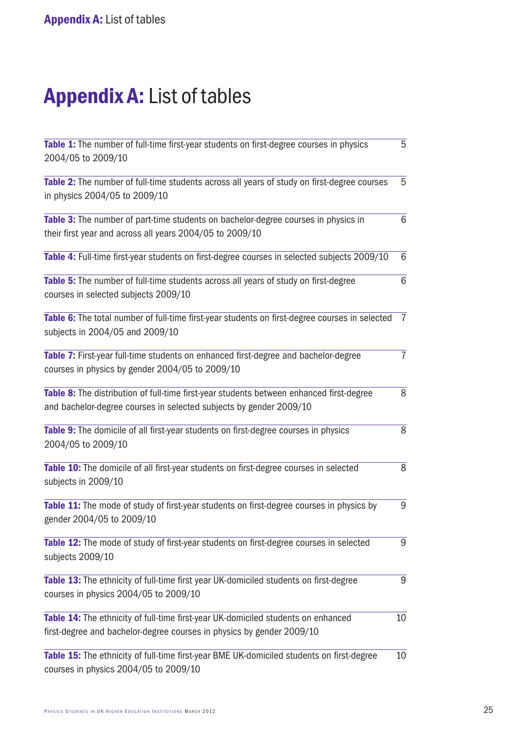# **Appendix A:** List of tables

| | |
|---|---|
| **Table 1:** The number of full-time first-year students on first-degree courses in physics 2004/05 to 2009/10 | 5 |
| **Table 2:** The number of full-time students across all years of study on first-degree courses in physics 2004/05 to 2009/10 | 5 |
| **Table 3:** The number of part-time students on bachelor-degree courses in physics in their first year and across all years 2004/05 to 2009/10 | 6 |
| **Table 4:** Full-time first-year students on first-degree courses in selected subjects 2009/10 | 6 |
| **Table 5:** The number of full-time students across all years of study on first-degree courses in selected subjects 2009/10 | 6 |
| **Table 6:** The total number of full-time first-year students on first-degree courses in selected subjects in 2004/05 and 2009/10 | 7 |
| **Table 7:** First-year full-time students on enhanced first-degree and bachelor-degree courses in physics by gender 2004/05 to 2009/10 | 7 |
| **Table 8:** The distribution of full-time first-year students between enhanced first-degree and bachelor-degree courses in selected subjects by gender 2009/10 | 8 |
| **Table 9:** The domicile of all first-year students on first-degree courses in physics 2004/05 to 2009/10 | 8 |
| **Table 10:** The domicile of all first-year students on first-degree courses in selected subjects in 2009/10 | 8 |
| **Table 11:** The mode of study of first-year students on first-degree courses in physics by gender 2004/05 to 2009/10 | 9 |
| **Table 12:** The mode of study of first-year students on first-degree courses in selected subjects 2009/10 | 9 |
| **Table 13:** The ethnicity of full-time first year UK-domiciled students on first-degree courses in physics 2004/05 to 2009/10 | 9 |
| **Table 14:** The ethnicity of full-time first-year UK-domiciled students on enhanced first-degree and bachelor-degree courses in physics by gender 2009/10 | 10 |
| **Table 15:** The ethnicity of full-time first-year BME UK-domiciled students on first-degree courses in physics 2004/05 to 2009/10 | 10 |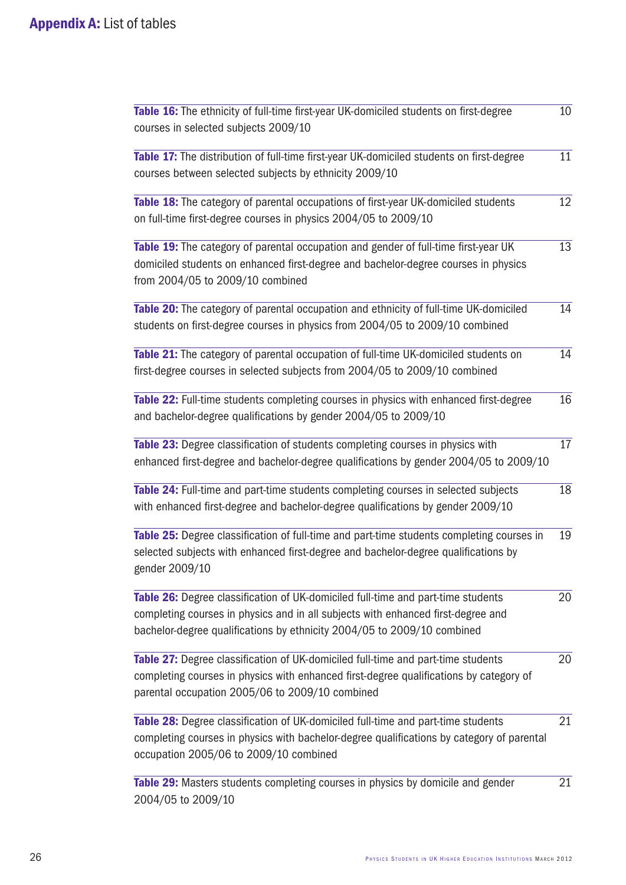## **Appendix A:** List of tables

| Table | Page |
|---|---|
| **Table 16:** The ethnicity of full-time first-year UK-domiciled students on first-degree courses in selected subjects 2009/10 | 10 |
| **Table 17:** The distribution of full-time first-year UK-domiciled students on first-degree courses between selected subjects by ethnicity 2009/10 | 11 |
| **Table 18:** The category of parental occupations of first-year UK-domiciled students on full-time first-degree courses in physics 2004/05 to 2009/10 | 12 |
| **Table 19:** The category of parental occupation and gender of full-time first-year UK domiciled students on enhanced first-degree and bachelor-degree courses in physics from 2004/05 to 2009/10 combined | 13 |
| **Table 20:** The category of parental occupation and ethnicity of full-time UK-domiciled students on first-degree courses in physics from 2004/05 to 2009/10 combined | 14 |
| **Table 21:** The category of parental occupation of full-time UK-domiciled students on first-degree courses in selected subjects from 2004/05 to 2009/10 combined | 14 |
| **Table 22:** Full-time students completing courses in physics with enhanced first-degree and bachelor-degree qualifications by gender 2004/05 to 2009/10 | 16 |
| **Table 23:** Degree classification of students completing courses in physics with enhanced first-degree and bachelor-degree qualifications by gender 2004/05 to 2009/10 | 17 |
| **Table 24:** Full-time and part-time students completing courses in selected subjects with enhanced first-degree and bachelor-degree qualifications by gender 2009/10 | 18 |
| **Table 25:** Degree classification of full-time and part-time students completing courses in selected subjects with enhanced first-degree and bachelor-degree qualifications by gender 2009/10 | 19 |
| **Table 26:** Degree classification of UK-domiciled full-time and part-time students completing courses in physics and in all subjects with enhanced first-degree and bachelor-degree qualifications by ethnicity 2004/05 to 2009/10 combined | 20 |
| **Table 27:** Degree classification of UK-domiciled full-time and part-time students completing courses in physics with enhanced first-degree qualifications by category of parental occupation 2005/06 to 2009/10 combined | 20 |
| **Table 28:** Degree classification of UK-domiciled full-time and part-time students completing courses in physics with bachelor-degree qualifications by category of parental occupation 2005/06 to 2009/10 combined | 21 |
| **Table 29:** Masters students completing courses in physics by domicile and gender 2004/05 to 2009/10 | 21 |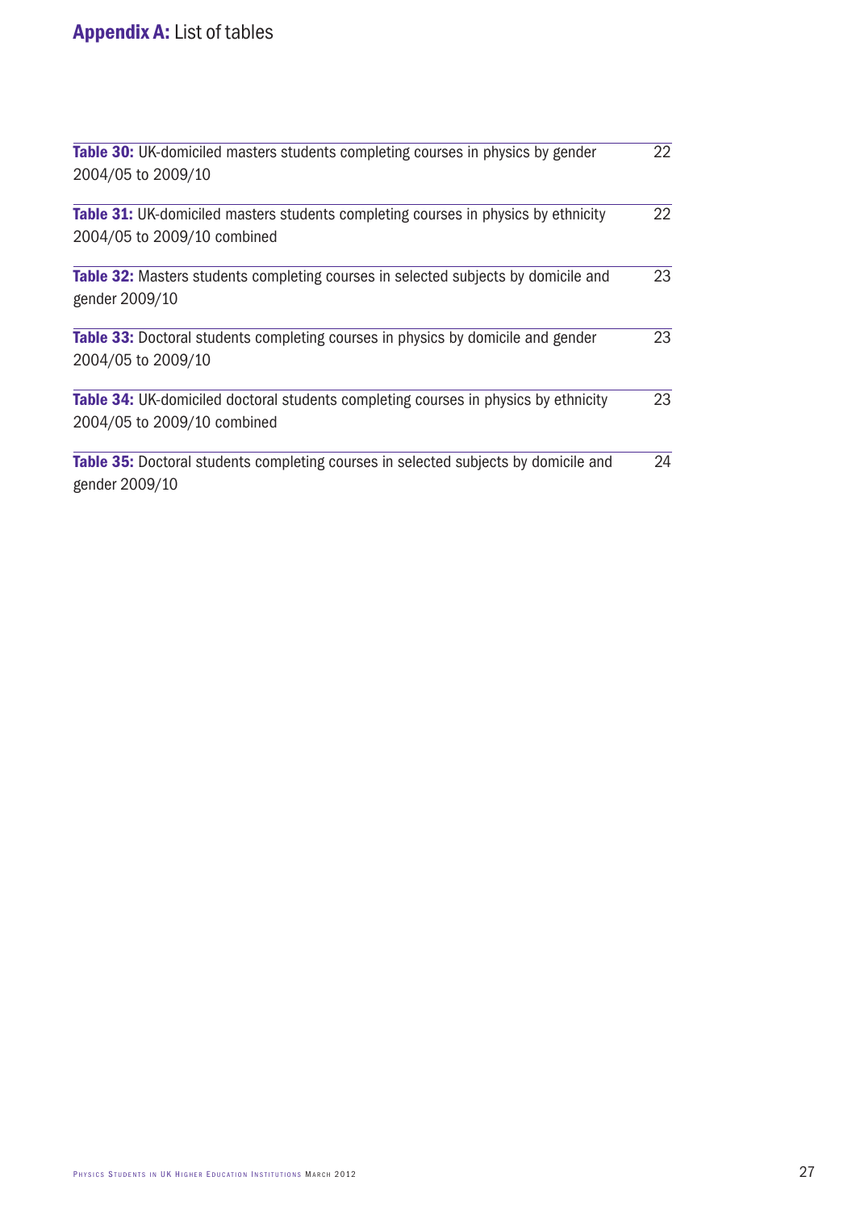## **Appendix A:** List of tables

| | |
|---|---|
| **Table 30:** UK-domiciled masters students completing courses in physics by gender 2004/05 to 2009/10 | 22 |
| **Table 31:** UK-domiciled masters students completing courses in physics by ethnicity 2004/05 to 2009/10 combined | 22 |
| **Table 32:** Masters students completing courses in selected subjects by domicile and gender 2009/10 | 23 |
| **Table 33:** Doctoral students completing courses in physics by domicile and gender 2004/05 to 2009/10 | 23 |
| **Table 34:** UK-domiciled doctoral students completing courses in physics by ethnicity 2004/05 to 2009/10 combined | 23 |
| **Table 35:** Doctoral students completing courses in selected subjects by domicile and gender 2009/10 | 24 |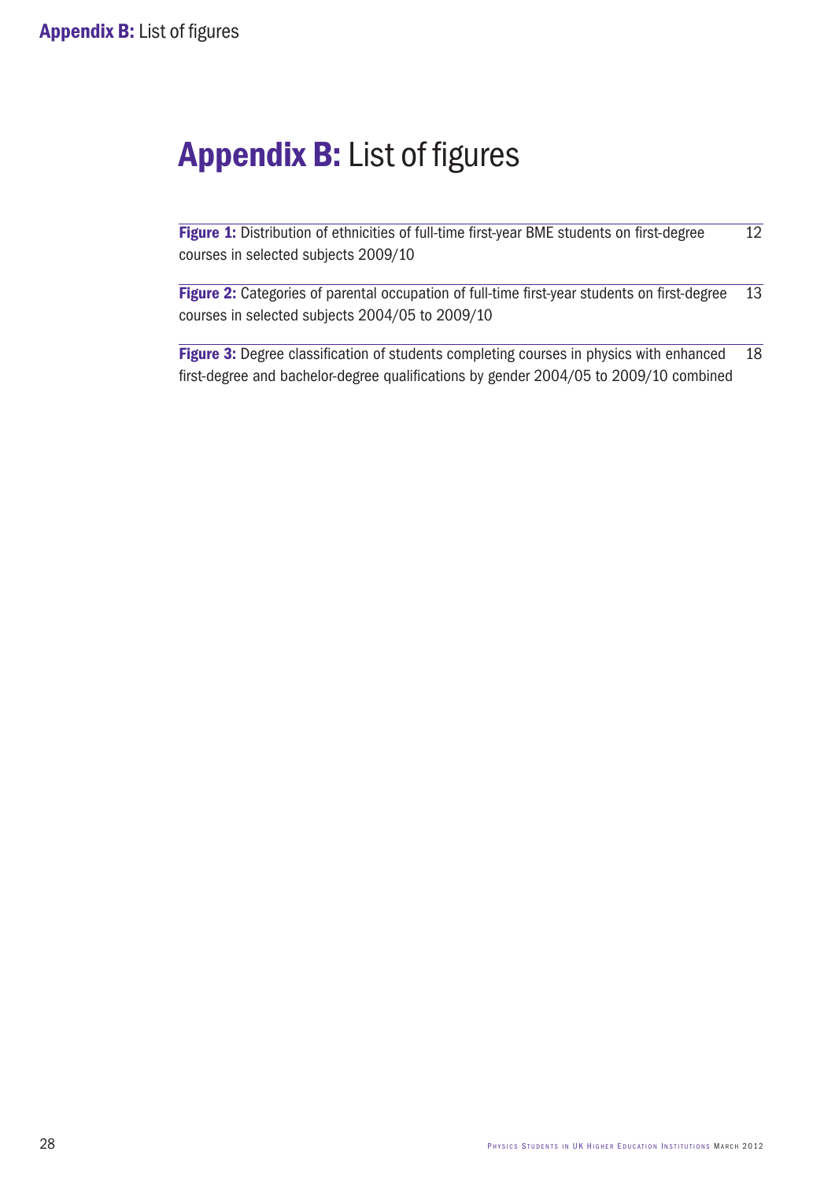# **Appendix B:** List of figures

| | |
|---|---|
| **Figure 1:** Distribution of ethnicities of full-time first-year BME students on first-degree courses in selected subjects 2009/10 | 12 |
| **Figure 2:** Categories of parental occupation of full-time first-year students on first-degree courses in selected subjects 2004/05 to 2009/10 | 13 |
| **Figure 3:** Degree classification of students completing courses in physics with enhanced first-degree and bachelor-degree qualifications by gender 2004/05 to 2009/10 combined | 18 |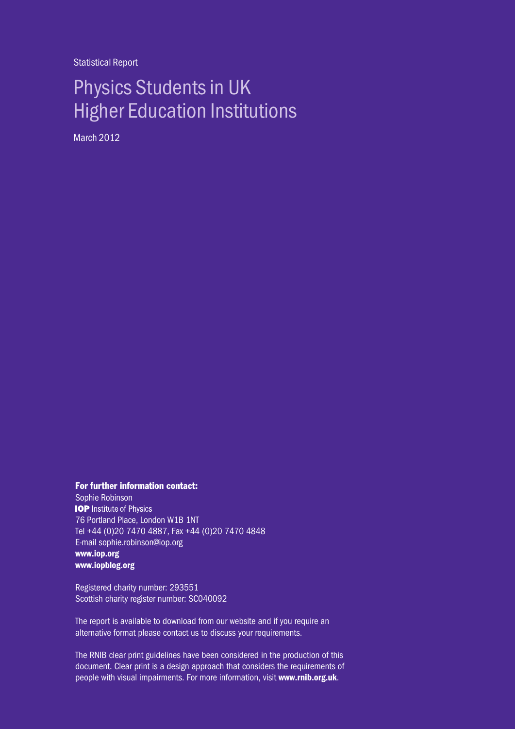Statistical Report

# Physics Students in UK Higher Education Institutions

March 2012

**For further information contact:**
Sophie Robinson
**IOP** Institute of Physics
76 Portland Place, London W1B 1NT
Tel +44 (0)20 7470 4887, Fax +44 (0)20 7470 4848
E-mail sophie.robinson@iop.org
**www.iop.org**
**www.iopblog.org**

Registered charity number: 293551
Scottish charity register number: SC040092

The report is available to download from our website and if you require an alternative format please contact us to discuss your requirements.

The RNIB clear print guidelines have been considered in the production of this document. Clear print is a design approach that considers the requirements of people with visual impairments. For more information, visit **www.rnib.org.uk**.